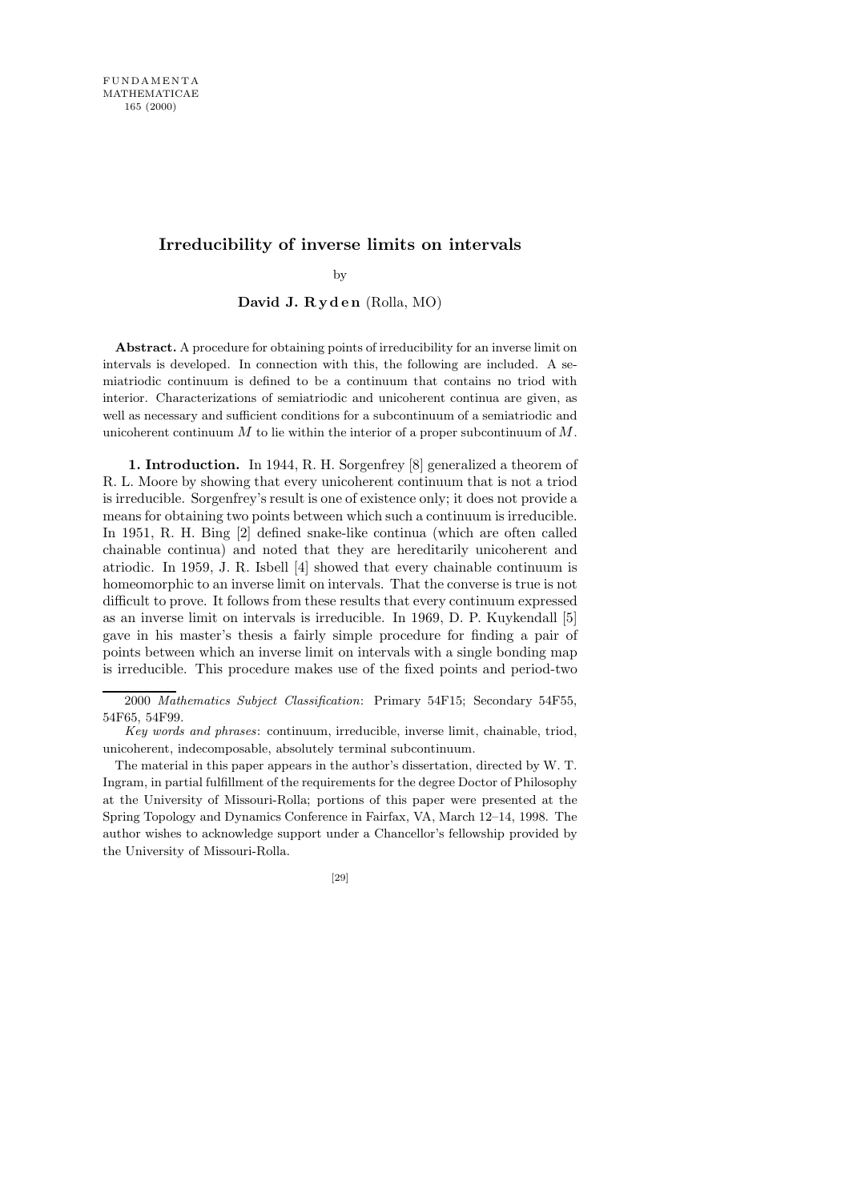FUNDAMENTA MATHEMATICAE 165 (2000)

# Irreducibility of inverse limits on intervals

by

**David J. Ryden** (Rolla, MO)

**Abstract.** A procedure for obtaining points of irreducibility for an inverse limit on intervals is developed. In connection with this, the following are included. A semiatriodic continuum is defined to be a continuum that contains no triod with interior. Characterizations of semiatriodic and unicoherent continua are given, as well as necessary and sufficient conditions for a subcontinuum of a semiatriodic and unicoherent continuum $M$ to lie within the interior of a proper subcontinuum of $M$.

**1. Introduction.** In 1944, R. H. Sorgenfrey [8] generalized a theorem of R. L. Moore by showing that every unicoherent continuum that is not a triod is irreducible. Sorgenfrey's result is one of existence only; it does not provide a means for obtaining two points between which such a continuum is irreducible. In 1951, R. H. Bing [2] defined snake-like continua (which are often called chainable continua) and noted that they are hereditarily unicoherent and atriodic. In 1959, J. R. Isbell [4] showed that every chainable continuum is homeomorphic to an inverse limit on intervals. That the converse is true is not difficult to prove. It follows from these results that every continuum expressed as an inverse limit on intervals is irreducible. In 1969, D. P. Kuykendall [5] gave in his master's thesis a fairly simple procedure for finding a pair of points between which an inverse limit on intervals with a single bonding map is irreducible. This procedure makes use of the fixed points and period-two

---

2000 *Mathematics Subject Classification*: Primary 54F15; Secondary 54F55, 54F65, 54F99.

*Key words and phrases*: continuum, irreducible, inverse limit, chainable, triod, unicoherent, indecomposable, absolutely terminal subcontinuum.

The material in this paper appears in the author's dissertation, directed by W. T. Ingram, in partial fulfillment of the requirements for the degree Doctor of Philosophy at the University of Missouri-Rolla; portions of this paper were presented at the Spring Topology and Dynamics Conference in Fairfax, VA, March 12–14, 1998. The author wishes to acknowledge support under a Chancellor's fellowship provided by the University of Missouri-Rolla.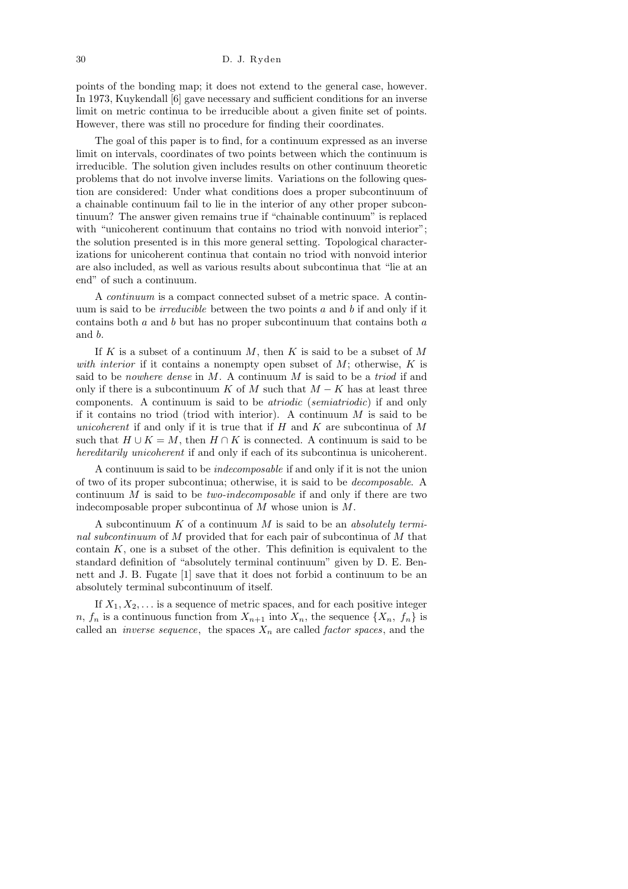points of the bonding map; it does not extend to the general case, however. In 1973, Kuykendall [6] gave necessary and sufficient conditions for an inverse limit on metric continua to be irreducible about a given finite set of points. However, there was still no procedure for finding their coordinates.

The goal of this paper is to find, for a continuum expressed as an inverse limit on intervals, coordinates of two points between which the continuum is irreducible. The solution given includes results on other continuum theoretic problems that do not involve inverse limits. Variations on the following question are considered: Under what conditions does a proper subcontinuum of a chainable continuum fail to lie in the interior of any other proper subcontinuum? The answer given remains true if "chainable continuum" is replaced with "unicoherent continuum that contains no triod with nonvoid interior"; the solution presented is in this more general setting. Topological characterizations for unicoherent continua that contain no triod with nonvoid interior are also included, as well as various results about subcontinua that "lie at an end" of such a continuum.

A *continuum* is a compact connected subset of a metric space. A continuum is said to be *irreducible* between the two points $a$ and $b$ if and only if it contains both $a$ and $b$ but has no proper subcontinuum that contains both $a$ and $b$.

If $K$ is a subset of a continuum $M$, then $K$ is said to be a subset of $M$ *with interior* if it contains a nonempty open subset of $M$; otherwise, $K$ is said to be *nowhere dense* in $M$. A continuum $M$ is said to be a *triod* if and only if there is a subcontinuum $K$ of $M$ such that $M - K$ has at least three components. A continuum is said to be *atriodic* (*semiatriodic*) if and only if it contains no triod (triod with interior). A continuum $M$ is said to be *unicoherent* if and only if it is true that if $H$ and $K$ are subcontinua of $M$ such that $H \cup K = M$, then $H \cap K$ is connected. A continuum is said to be *hereditarily unicoherent* if and only if each of its subcontinua is unicoherent.

A continuum is said to be *indecomposable* if and only if it is not the union of two of its proper subcontinua; otherwise, it is said to be *decomposable*. A continuum $M$ is said to be *two-indecomposable* if and only if there are two indecomposable proper subcontinua of $M$ whose union is $M$.

A subcontinuum $K$ of a continuum $M$ is said to be an *absolutely terminal subcontinuum* of $M$ provided that for each pair of subcontinua of $M$ that contain $K$, one is a subset of the other. This definition is equivalent to the standard definition of "absolutely terminal continuum" given by D. E. Bennett and J. B. Fugate [1] save that it does not forbid a continuum to be an absolutely terminal subcontinuum of itself.

If $X_1, X_2, \ldots$ is a sequence of metric spaces, and for each positive integer $n$, $f_n$ is a continuous function from $X_{n+1}$ into $X_n$, the sequence $\{X_n,\ f_n\}$ is called an *inverse sequence*, the spaces $X_n$ are called *factor spaces*, and the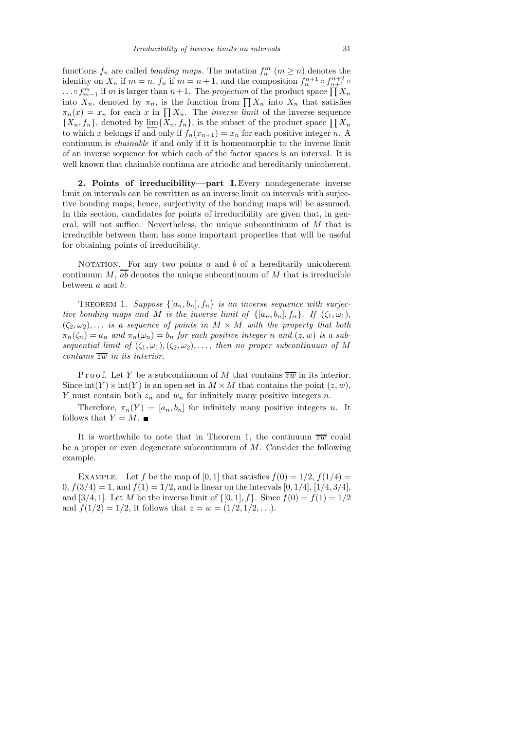functions $f_n$ are called *bonding maps*. The notation $f_n^m$ ($m \geq n$) denotes the identity on $X_n$ if $m = n$, $f_n$ if $m = n+1$, and the composition $f_n^{n+1} \circ f_{n+1}^{n+2} \circ \ldots \circ f_{m-1}^m$ if $m$ is larger than $n+1$. The *projection* of the product space $\prod X_n$ into $X_n$, denoted by $\pi_n$, is the function from $\prod X_n$ into $X_n$ that satisfies $\pi_n(x) = x_n$ for each $x$ in $\prod X_n$. The *inverse limit* of the inverse sequence $\{X_n, f_n\}$, denoted by $\varprojlim\{X_n, f_n\}$, is the subset of the product space $\prod X_n$ to which $x$ belongs if and only if $f_n(x_{n+1}) = x_n$ for each positive integer $n$. A continuum is *chainable* if and only if it is homeomorphic to the inverse limit of an inverse sequence for which each of the factor spaces is an interval. It is well known that chainable continua are atriodic and hereditarily unicoherent.

**2. Points of irreducibility—part I.** Every nondegenerate inverse limit on intervals can be rewritten as an inverse limit on intervals with surjective bonding maps; hence, surjectivity of the bonding maps will be assumed. In this section, candidates for points of irreducibility are given that, in general, will not suffice. Nevertheless, the unique subcontinuum of $M$ that is irreducible between them has some important properties that will be useful for obtaining points of irreducibility.

Notation. For any two points $a$ and $b$ of a hereditarily unicoherent continuum $M$, $\overline{ab}$ denotes the unique subcontinuum of $M$ that is irreducible between $a$ and $b$.

Theorem 1. *Suppose $\{[a_n, b_n], f_n\}$ is an inverse sequence with surjective bonding maps and $M$ is the inverse limit of $\{[a_n, b_n], f_n\}$. If $(\zeta_1, \omega_1)$, $(\zeta_2, \omega_2), \ldots$ is a sequence of points in $M \times M$ with the property that both $\pi_n(\zeta_n) = a_n$ and $\pi_n(\omega_n) = b_n$ for each positive integer $n$ and $(z, w)$ is a subsequential limit of $(\zeta_1, \omega_1), (\zeta_2, \omega_2), \ldots$, then no proper subcontinuum of $M$ contains $\overline{zw}$ in its interior.*

Proof. Let $Y$ be a subcontinuum of $M$ that contains $\overline{zw}$ in its interior. Since $\mathrm{int}(Y) \times \mathrm{int}(Y)$ is an open set in $M \times M$ that contains the point $(z, w)$, $Y$ must contain both $z_n$ and $w_n$ for infinitely many positive integers $n$.

Therefore, $\pi_n(Y) = [a_n, b_n]$ for infinitely many positive integers $n$. It follows that $Y = M$. ∎

It is worthwhile to note that in Theorem 1, the continuum $\overline{zw}$ could be a proper or even degenerate subcontinuum of $M$. Consider the following example.

Example. Let $f$ be the map of $[0, 1]$ that satisfies $f(0) = 1/2$, $f(1/4) = 0$, $f(3/4) = 1$, and $f(1) = 1/2$, and is linear on the intervals $[0, 1/4]$, $[1/4, 3/4]$, and $[3/4, 1]$. Let $M$ be the inverse limit of $\{[0, 1], f\}$. Since $f(0) = f(1) = 1/2$ and $f(1/2) = 1/2$, it follows that $z = w = (1/2, 1/2, \ldots)$.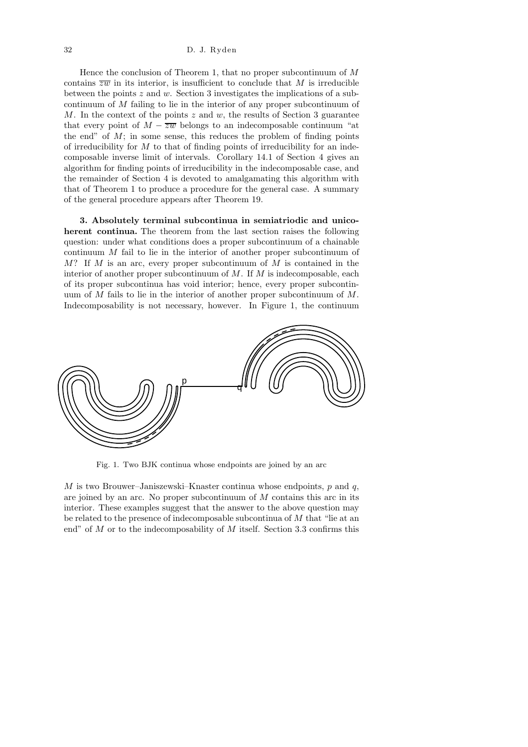Hence the conclusion of Theorem 1, that no proper subcontinuum of $M$ contains $\overline{zw}$ in its interior, is insufficient to conclude that $M$ is irreducible between the points $z$ and $w$. Section 3 investigates the implications of a subcontinuum of $M$ failing to lie in the interior of any proper subcontinuum of $M$. In the context of the points $z$ and $w$, the results of Section 3 guarantee that every point of $M - \overline{zw}$ belongs to an indecomposable continuum "at the end" of $M$; in some sense, this reduces the problem of finding points of irreducibility for $M$ to that of finding points of irreducibility for an indecomposable inverse limit of intervals. Corollary 14.1 of Section 4 gives an algorithm for finding points of irreducibility in the indecomposable case, and the remainder of Section 4 is devoted to amalgamating this algorithm with that of Theorem 1 to produce a procedure for the general case. A summary of the general procedure appears after Theorem 19.

**3. Absolutely terminal subcontinua in semiatriodic and unicoherent continua.** The theorem from the last section raises the following question: under what conditions does a proper subcontinuum of a chainable continuum $M$ fail to lie in the interior of another proper subcontinuum of $M$? If $M$ is an arc, every proper subcontinuum of $M$ is contained in the interior of another proper subcontinuum of $M$. If $M$ is indecomposable, each of its proper subcontinua has void interior; hence, every proper subcontinuum of $M$ fails to lie in the interior of another proper subcontinuum of $M$. Indecomposability is not necessary, however. In Figure 1, the continuum

Fig. 1. Two BJK continua whose endpoints are joined by an arc

$M$ is two Brouwer–Janiszewski–Knaster continua whose endpoints, $p$ and $q$, are joined by an arc. No proper subcontinuum of $M$ contains this arc in its interior. These examples suggest that the answer to the above question may be related to the presence of indecomposable subcontinua of $M$ that "lie at an end" of $M$ or to the indecomposability of $M$ itself. Section 3.3 confirms this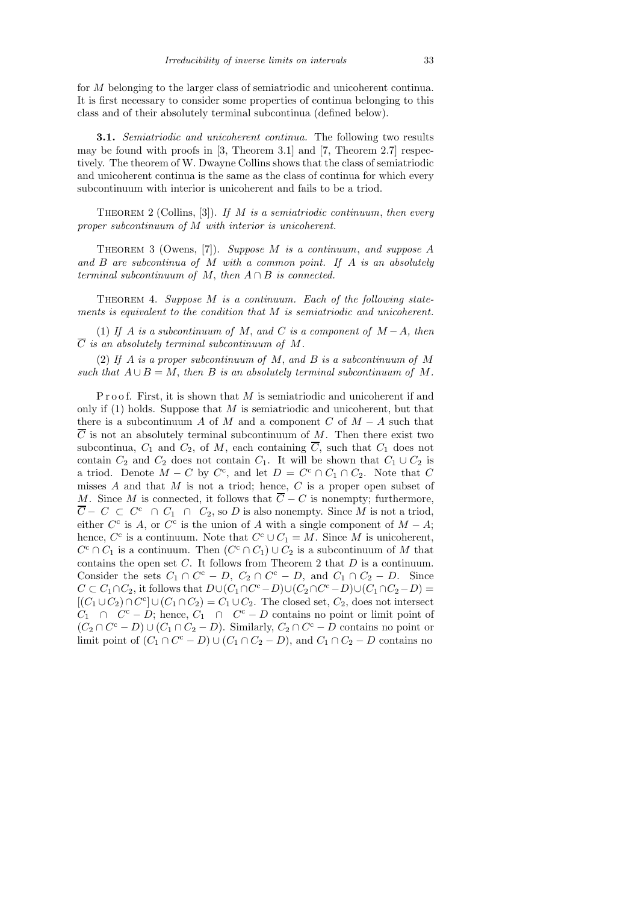for $M$ belonging to the larger class of semiatriodic and unicoherent continua. It is first necessary to consider some properties of continua belonging to this class and of their absolutely terminal subcontinua (defined below).

**3.1.** *Semiatriodic and unicoherent continua.* The following two results may be found with proofs in [3, Theorem 3.1] and [7, Theorem 2.7] respectively. The theorem of W. Dwayne Collins shows that the class of semiatriodic and unicoherent continua is the same as the class of continua for which every subcontinuum with interior is unicoherent and fails to be a triod.

THEOREM 2 (Collins, [3]). *If $M$ is a semiatriodic continuum, then every proper subcontinuum of $M$ with interior is unicoherent.*

THEOREM 3 (Owens, [7]). *Suppose $M$ is a continuum, and suppose $A$ and $B$ are subcontinua of $M$ with a common point. If $A$ is an absolutely terminal subcontinuum of $M$, then $A \cap B$ is connected.*

THEOREM 4. *Suppose $M$ is a continuum. Each of the following statements is equivalent to the condition that $M$ is semiatriodic and unicoherent.*

(1) *If $A$ is a subcontinuum of $M$, and $C$ is a component of $M - A$, then $\overline{C}$ is an absolutely terminal subcontinuum of $M$.*

(2) *If $A$ is a proper subcontinuum of $M$, and $B$ is a subcontinuum of $M$ such that $A \cup B = M$, then $B$ is an absolutely terminal subcontinuum of $M$.*

Proof. First, it is shown that $M$ is semiatriodic and unicoherent if and only if (1) holds. Suppose that $M$ is semiatriodic and unicoherent, but that there is a subcontinuum $A$ of $M$ and a component $C$ of $M - A$ such that $\overline{C}$ is not an absolutely terminal subcontinuum of $M$. Then there exist two subcontinua, $C_1$ and $C_2$, of $M$, each containing $\overline{C}$, such that $C_1$ does not contain $C_2$ and $C_2$ does not contain $C_1$. It will be shown that $C_1 \cup C_2$ is a triod. Denote $M - C$ by $C^c$, and let $D = C^c \cap C_1 \cap C_2$. Note that $C$ misses $A$ and that $M$ is not a triod; hence, $C$ is a proper open subset of $M$. Since $M$ is connected, it follows that $\overline{C} - C$ is nonempty; furthermore, $\overline{C} - C \subset C^c \cap C_1 \cap C_2$, so $D$ is also nonempty. Since $M$ is not a triod, either $C^c$ is $A$, or $C^c$ is the union of $A$ with a single component of $M - A$; hence, $C^c$ is a continuum. Note that $C^c \cup C_1 = M$. Since $M$ is unicoherent, $C^c \cap C_1$ is a continuum. Then $(C^c \cap C_1) \cup C_2$ is a subcontinuum of $M$ that contains the open set $C$. It follows from Theorem 2 that $D$ is a continuum. Consider the sets $C_1 \cap C^c - D$, $C_2 \cap C^c - D$, and $C_1 \cap C_2 - D$. Since $C \subset C_1 \cap C_2$, it follows that $D \cup (C_1 \cap C^c - D) \cup (C_2 \cap C^c - D) \cup (C_1 \cap C_2 - D) = [(C_1 \cup C_2) \cap C^c] \cup (C_1 \cap C_2) = C_1 \cup C_2$. The closed set, $C_2$, does not intersect $C_1 \cap C^c - D$; hence, $C_1 \cap C^c - D$ contains no point or limit point of $(C_2 \cap C^c - D) \cup (C_1 \cap C_2 - D)$. Similarly, $C_2 \cap C^c - D$ contains no point or limit point of $(C_1 \cap C^c - D) \cup (C_1 \cap C_2 - D)$, and $C_1 \cap C_2 - D$ contains no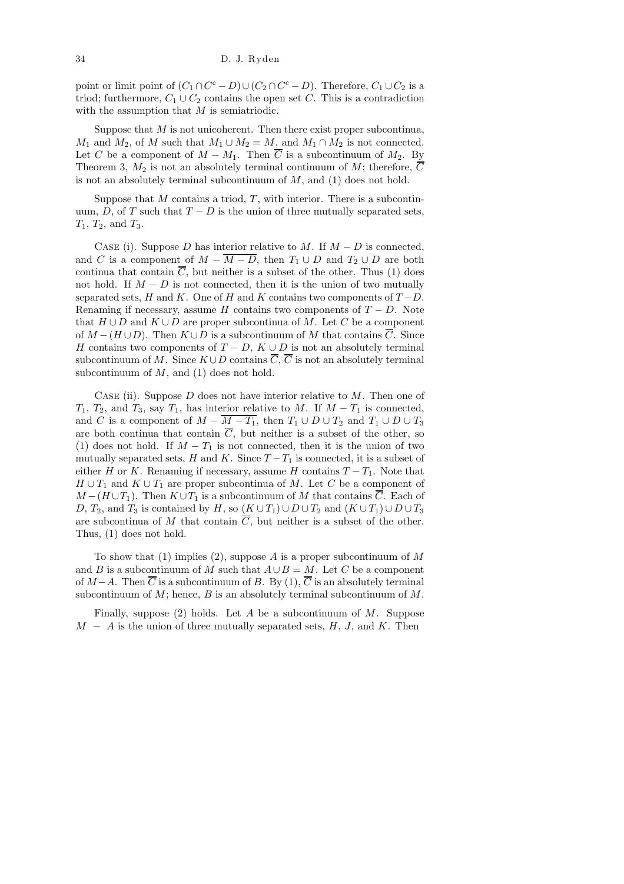point or limit point of $(C_1 \cap C^c - D) \cup (C_2 \cap C^c - D)$. Therefore, $C_1 \cup C_2$ is a triod; furthermore, $C_1 \cup C_2$ contains the open set $C$. This is a contradiction with the assumption that $M$ is semiatriodic.

Suppose that $M$ is not unicoherent. Then there exist proper subcontinua, $M_1$ and $M_2$, of $M$ such that $M_1 \cup M_2 = M$, and $M_1 \cap M_2$ is not connected. Let $C$ be a component of $M - M_1$. Then $\overline{C}$ is a subcontinuum of $M_2$. By Theorem 3, $M_2$ is not an absolutely terminal continuum of $M$; therefore, $\overline{C}$ is not an absolutely terminal subcontinuum of $M$, and (1) does not hold.

Suppose that $M$ contains a triod, $T$, with interior. There is a subcontinuum, $D$, of $T$ such that $T - D$ is the union of three mutually separated sets, $T_1$, $T_2$, and $T_3$.

Case (i). Suppose $D$ has interior relative to $M$. If $M - D$ is connected, and $C$ is a component of $M - \overline{M - D}$, then $T_1 \cup D$ and $T_2 \cup D$ are both continua that contain $\overline{C}$, but neither is a subset of the other. Thus (1) does not hold. If $M - D$ is not connected, then it is the union of two mutually separated sets, $H$ and $K$. One of $H$ and $K$ contains two components of $T - D$. Renaming if necessary, assume $H$ contains two components of $T - D$. Note that $H \cup D$ and $K \cup D$ are proper subcontinua of $M$. Let $C$ be a component of $M - (H \cup D)$. Then $K \cup D$ is a subcontinuum of $M$ that contains $\overline{C}$. Since $H$ contains two components of $T - D$, $K \cup D$ is not an absolutely terminal subcontinuum of $M$. Since $K \cup D$ contains $\overline{C}$, $\overline{C}$ is not an absolutely terminal subcontinuum of $M$, and (1) does not hold.

Case (ii). Suppose $D$ does not have interior relative to $M$. Then one of $T_1$, $T_2$, and $T_3$, say $T_1$, has interior relative to $M$. If $M - T_1$ is connected, and $C$ is a component of $M - \overline{M - T_1}$, then $T_1 \cup D \cup T_2$ and $T_1 \cup D \cup T_3$ are both continua that contain $\overline{C}$, but neither is a subset of the other, so (1) does not hold. If $M - T_1$ is not connected, then it is the union of two mutually separated sets, $H$ and $K$. Since $T - T_1$ is connected, it is a subset of either $H$ or $K$. Renaming if necessary, assume $H$ contains $T - T_1$. Note that $H \cup T_1$ and $K \cup T_1$ are proper subcontinua of $M$. Let $C$ be a component of $M - (H \cup T_1)$. Then $K \cup T_1$ is a subcontinuum of $M$ that contains $\overline{C}$. Each of $D$, $T_2$, and $T_3$ is contained by $H$, so $(K \cup T_1) \cup D \cup T_2$ and $(K \cup T_1) \cup D \cup T_3$ are subcontinua of $M$ that contain $\overline{C}$, but neither is a subset of the other. Thus, (1) does not hold.

To show that (1) implies (2), suppose $A$ is a proper subcontinuum of $M$ and $B$ is a subcontinuum of $M$ such that $A \cup B = M$. Let $C$ be a component of $M - A$. Then $\overline{C}$ is a subcontinuum of $B$. By (1), $\overline{C}$ is an absolutely terminal subcontinuum of $M$; hence, $B$ is an absolutely terminal subcontinuum of $M$.

Finally, suppose (2) holds. Let $A$ be a subcontinuum of $M$. Suppose $M - A$ is the union of three mutually separated sets, $H$, $J$, and $K$. Then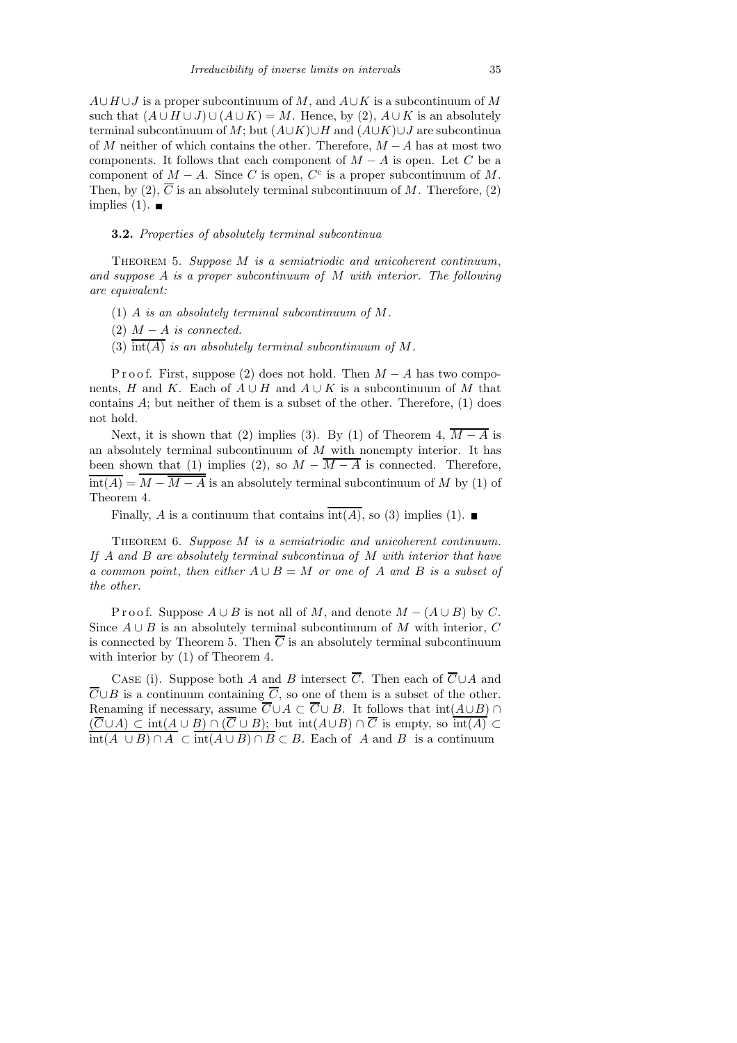$A \cup H \cup J$ is a proper subcontinuum of $M$, and $A \cup K$ is a subcontinuum of $M$ such that $(A \cup H \cup J) \cup (A \cup K) = M$. Hence, by (2), $A \cup K$ is an absolutely terminal subcontinuum of $M$; but $(A \cup K) \cup H$ and $(A \cup K) \cup J$ are subcontinua of $M$ neither of which contains the other. Therefore, $M - A$ has at most two components. It follows that each component of $M - A$ is open. Let $C$ be a component of $M - A$. Since $C$ is open, $C^c$ is a proper subcontinuum of $M$. Then, by (2), $\overline{C}$ is an absolutely terminal subcontinuum of $M$. Therefore, (2) implies (1). ∎

**3.2.** *Properties of absolutely terminal subcontinua*

Theorem 5. *Suppose $M$ is a semiatriodic and unicoherent continuum, and suppose $A$ is a proper subcontinuum of $M$ with interior. The following are equivalent:*

(1) *$A$ is an absolutely terminal subcontinuum of $M$.*

(2) *$M - A$ is connected.*

(3) *$\overline{\mathrm{int}(A)}$ is an absolutely terminal subcontinuum of $M$.*

Proof. First, suppose (2) does not hold. Then $M - A$ has two components, $H$ and $K$. Each of $A \cup H$ and $A \cup K$ is a subcontinuum of $M$ that contains $A$; but neither of them is a subset of the other. Therefore, (1) does not hold.

Next, it is shown that (2) implies (3). By (1) of Theorem 4, $\overline{M - A}$ is an absolutely terminal subcontinuum of $M$ with nonempty interior. It has been shown that (1) implies (2), so $M - \overline{M - A}$ is connected. Therefore, $\overline{\mathrm{int}(A)} = \overline{M - \overline{M - A}}$ is an absolutely terminal subcontinuum of $M$ by (1) of Theorem 4.

Finally, $A$ is a continuum that contains $\overline{\mathrm{int}(A)}$, so (3) implies (1). ∎

Theorem 6. *Suppose $M$ is a semiatriodic and unicoherent continuum. If $A$ and $B$ are absolutely terminal subcontinua of $M$ with interior that have a common point, then either $A \cup B = M$ or one of $A$ and $B$ is a subset of the other.*

Proof. Suppose $A \cup B$ is not all of $M$, and denote $M - (A \cup B)$ by $C$. Since $A \cup B$ is an absolutely terminal subcontinuum of $M$ with interior, $C$ is connected by Theorem 5. Then $\overline{C}$ is an absolutely terminal subcontinuum with interior by (1) of Theorem 4.

Case (i). Suppose both $A$ and $B$ intersect $\overline{C}$. Then each of $\overline{C} \cup A$ and $\overline{C} \cup B$ is a continuum containing $\overline{C}$, so one of them is a subset of the other. Renaming if necessary, assume $\overline{C} \cup A \subset \overline{C} \cup B$. It follows that $\mathrm{int}(A \cup B) \cap (\overline{C} \cup A) \subset \mathrm{int}(A \cup B) \cap (\overline{C} \cup B)$; but $\mathrm{int}(A \cup B) \cap \overline{C}$ is empty, so $\overline{\mathrm{int}(A)} \subset \overline{\mathrm{int}(A \cup B) \cap A} \subset \overline{\mathrm{int}(A \cup B) \cap B} \subset B$. Each of $A$ and $B$ is a continuum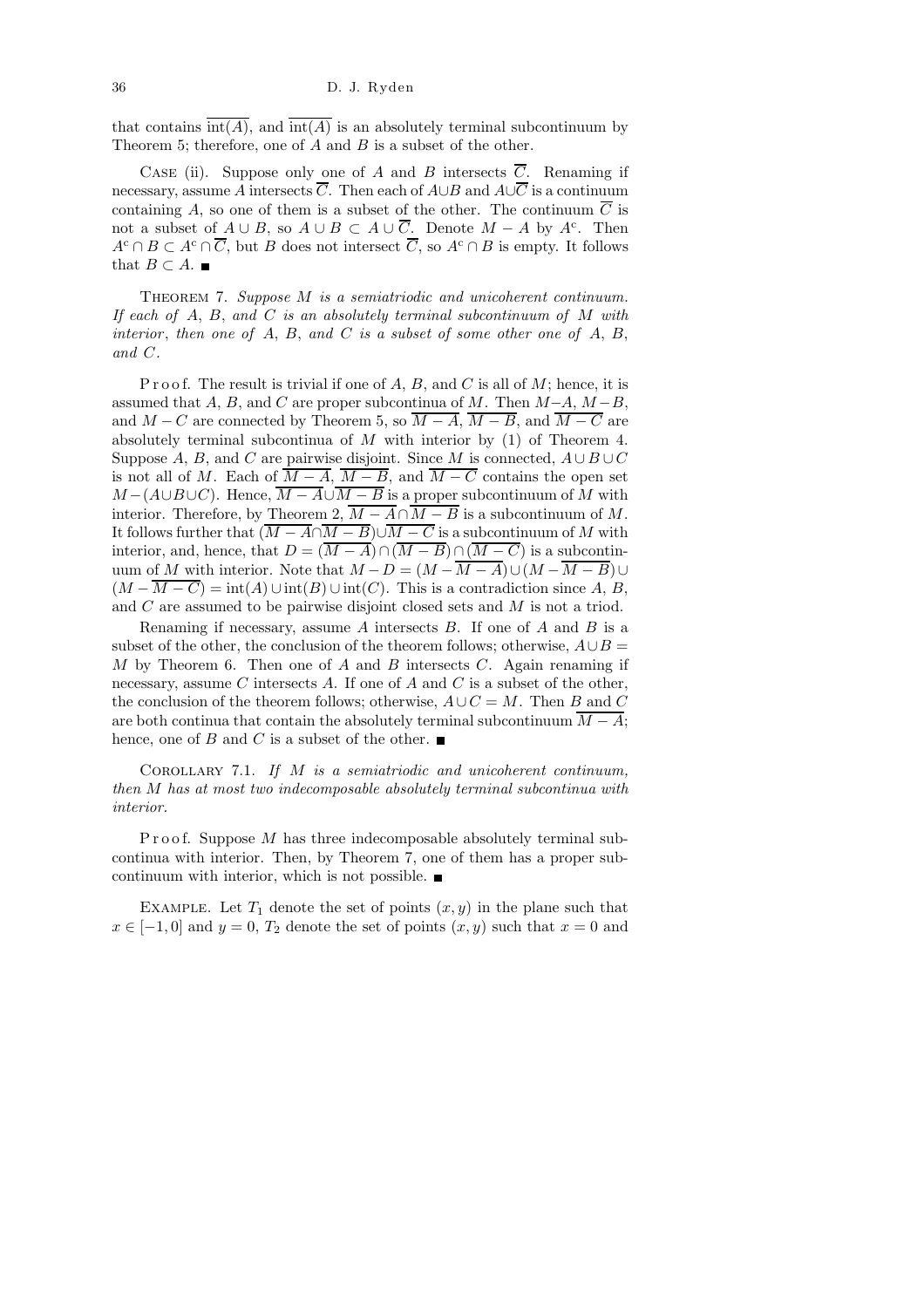that contains $\overline{\mathrm{int}(A)}$, and $\overline{\mathrm{int}(A)}$ is an absolutely terminal subcontinuum by Theorem 5; therefore, one of $A$ and $B$ is a subset of the other.

Case (ii). Suppose only one of $A$ and $B$ intersects $\overline{C}$. Renaming if necessary, assume $A$ intersects $\overline{C}$. Then each of $A \cup B$ and $A \cup \overline{C}$ is a continuum containing $A$, so one of them is a subset of the other. The continuum $\overline{C}$ is not a subset of $A \cup B$, so $A \cup B \subset A \cup \overline{C}$. Denote $M - A$ by $A^{\mathrm{c}}$. Then $A^{\mathrm{c}} \cap B \subset A^{\mathrm{c}} \cap \overline{C}$, but $B$ does not intersect $\overline{C}$, so $A^{\mathrm{c}} \cap B$ is empty. It follows that $B \subset A$. ■

Theorem 7. *Suppose $M$ is a semiatriodic and unicoherent continuum. If each of $A$, $B$, and $C$ is an absolutely terminal subcontinuum of $M$ with interior, then one of $A$, $B$, and $C$ is a subset of some other one of $A$, $B$, and $C$.*

Proof. The result is trivial if one of $A$, $B$, and $C$ is all of $M$; hence, it is assumed that $A$, $B$, and $C$ are proper subcontinua of $M$. Then $M-A$, $M-B$, and $M-C$ are connected by Theorem 5, so $\overline{M-A}$, $\overline{M-B}$, and $\overline{M-C}$ are absolutely terminal subcontinua of $M$ with interior by (1) of Theorem 4. Suppose $A$, $B$, and $C$ are pairwise disjoint. Since $M$ is connected, $A \cup B \cup C$ is not all of $M$. Each of $\overline{M-A}$, $\overline{M-B}$, and $\overline{M-C}$ contains the open set $M-(A \cup B \cup C)$. Hence, $\overline{M-A} \cup \overline{M-B}$ is a proper subcontinuum of $M$ with interior. Therefore, by Theorem 2, $\overline{M-A} \cap \overline{M-B}$ is a subcontinuum of $M$. It follows further that $(\overline{M-A} \cap \overline{M-B}) \cup \overline{M-C}$ is a subcontinuum of $M$ with interior, and, hence, that $D = (\overline{M-A}) \cap (\overline{M-B}) \cap (\overline{M-C})$ is a subcontinuum of $M$ with interior. Note that $M-D = (M-\overline{M-A}) \cup (M-\overline{M-B}) \cup (M-\overline{M-C}) = \mathrm{int}(A) \cup \mathrm{int}(B) \cup \mathrm{int}(C)$. This is a contradiction since $A$, $B$, and $C$ are assumed to be pairwise disjoint closed sets and $M$ is not a triod.

Renaming if necessary, assume $A$ intersects $B$. If one of $A$ and $B$ is a subset of the other, the conclusion of the theorem follows; otherwise, $A \cup B = M$ by Theorem 6. Then one of $A$ and $B$ intersects $C$. Again renaming if necessary, assume $C$ intersects $A$. If one of $A$ and $C$ is a subset of the other, the conclusion of the theorem follows; otherwise, $A \cup C = M$. Then $B$ and $C$ are both continua that contain the absolutely terminal subcontinuum $\overline{M-A}$; hence, one of $B$ and $C$ is a subset of the other. ■

Corollary 7.1. *If $M$ is a semiatriodic and unicoherent continuum, then $M$ has at most two indecomposable absolutely terminal subcontinua with interior.*

Proof. Suppose $M$ has three indecomposable absolutely terminal subcontinua with interior. Then, by Theorem 7, one of them has a proper subcontinuum with interior, which is not possible. ■

Example. Let $T_1$ denote the set of points $(x, y)$ in the plane such that $x \in [-1, 0]$ and $y = 0$, $T_2$ denote the set of points $(x, y)$ such that $x = 0$ and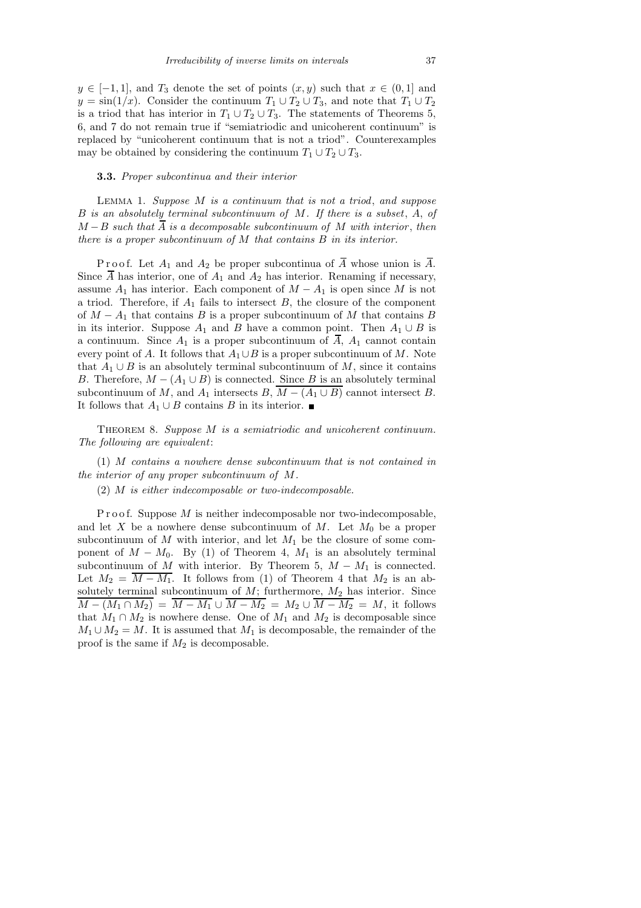$y \in [-1, 1]$, and $T_3$ denote the set of points $(x, y)$ such that $x \in (0, 1]$ and $y = \sin(1/x)$. Consider the continuum $T_1 \cup T_2 \cup T_3$, and note that $T_1 \cup T_2$ is a triod that has interior in $T_1 \cup T_2 \cup T_3$. The statements of Theorems 5, 6, and 7 do not remain true if "semiatriodic and unicoherent continuum" is replaced by "unicoherent continuum that is not a triod". Counterexamples may be obtained by considering the continuum $T_1 \cup T_2 \cup T_3$.

### 3.3. *Proper subcontinua and their interior*

Lemma 1. *Suppose $M$ is a continuum that is not a triod, and suppose $B$ is an absolutely terminal subcontinuum of $M$. If there is a subset, $A$, of $M - B$ such that $\overline{A}$ is a decomposable subcontinuum of $M$ with interior, then there is a proper subcontinuum of $M$ that contains $B$ in its interior.*

Proof. Let $A_1$ and $A_2$ be proper subcontinua of $\overline{A}$ whose union is $\overline{A}$. Since $\overline{A}$ has interior, one of $A_1$ and $A_2$ has interior. Renaming if necessary, assume $A_1$ has interior. Each component of $M - A_1$ is open since $M$ is not a triod. Therefore, if $A_1$ fails to intersect $B$, the closure of the component of $M - A_1$ that contains $B$ is a proper subcontinuum of $M$ that contains $B$ in its interior. Suppose $A_1$ and $B$ have a common point. Then $A_1 \cup B$ is a continuum. Since $A_1$ is a proper subcontinuum of $\overline{A}$, $A_1$ cannot contain every point of $A$. It follows that $A_1 \cup B$ is a proper subcontinuum of $M$. Note that $A_1 \cup B$ is an absolutely terminal subcontinuum of $M$, since it contains $B$. Therefore, $M - (A_1 \cup B)$ is connected. Since $B$ is an absolutely terminal subcontinuum of $M$, and $A_1$ intersects $B$, $\overline{M - (A_1 \cup B)}$ cannot intersect $B$. It follows that $A_1 \cup B$ contains $B$ in its interior. ∎

Theorem 8. *Suppose $M$ is a semiatriodic and unicoherent continuum. The following are equivalent*:

(1) *$M$ contains a nowhere dense subcontinuum that is not contained in the interior of any proper subcontinuum of $M$.*

(2) *$M$ is either indecomposable or two-indecomposable.*

Proof. Suppose $M$ is neither indecomposable nor two-indecomposable, and let $X$ be a nowhere dense subcontinuum of $M$. Let $M_0$ be a proper subcontinuum of $M$ with interior, and let $M_1$ be the closure of some component of $M - M_0$. By (1) of Theorem 4, $M_1$ is an absolutely terminal subcontinuum of $M$ with interior. By Theorem 5, $M - M_1$ is connected. Let $M_2 = \overline{M - M_1}$. It follows from (1) of Theorem 4 that $M_2$ is an absolutely terminal subcontinuum of $M$; furthermore, $M_2$ has interior. Since $\overline{M - (M_1 \cap M_2)} = \overline{M - M_1} \cup \overline{M - M_2} = M_2 \cup \overline{M - M_2} = M$, it follows that $M_1 \cap M_2$ is nowhere dense. One of $M_1$ and $M_2$ is decomposable since $M_1 \cup M_2 = M$. It is assumed that $M_1$ is decomposable, the remainder of the proof is the same if $M_2$ is decomposable.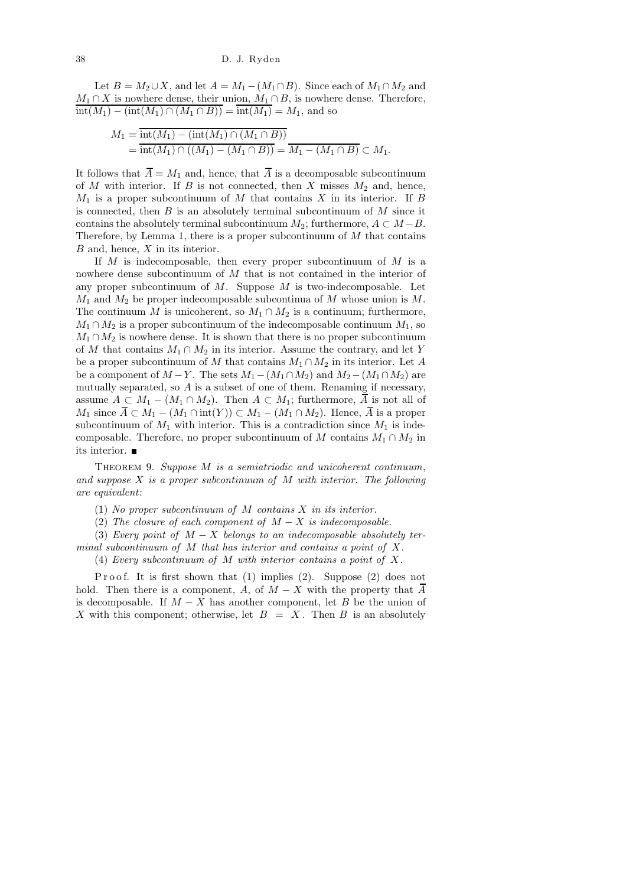Let $B = M_2 \cup X$, and let $A = M_1 - (M_1 \cap B)$. Since each of $M_1 \cap M_2$ and $M_1 \cap X$ is nowhere dense, their union, $M_1 \cap B$, is nowhere dense. Therefore, $\overline{\mathrm{int}(M_1) - (\mathrm{int}(M_1) \cap (M_1 \cap B))} = \overline{\mathrm{int}(M_1)} = M_1$, and so

$$\begin{aligned} M_1 &= \overline{\mathrm{int}(M_1) - (\mathrm{int}(M_1) \cap (M_1 \cap B))} \\ &= \overline{\mathrm{int}(M_1) \cap ((M_1) - (M_1 \cap B))} = \overline{M_1 - (M_1 \cap B)} \subset M_1. \end{aligned}$$

It follows that $\overline{A} = M_1$ and, hence, that $\overline{A}$ is a decomposable subcontinuum of $M$ with interior. If $B$ is not connected, then $X$ misses $M_2$ and, hence, $M_1$ is a proper subcontinuum of $M$ that contains $X$ in its interior. If $B$ is connected, then $B$ is an absolutely terminal subcontinuum of $M$ since it contains the absolutely terminal subcontinuum $M_2$; furthermore, $A \subset M - B$. Therefore, by Lemma 1, there is a proper subcontinuum of $M$ that contains $B$ and, hence, $X$ in its interior.

If $M$ is indecomposable, then every proper subcontinuum of $M$ is a nowhere dense subcontinuum of $M$ that is not contained in the interior of any proper subcontinuum of $M$. Suppose $M$ is two-indecomposable. Let $M_1$ and $M_2$ be proper indecomposable subcontinua of $M$ whose union is $M$. The continuum $M$ is unicoherent, so $M_1 \cap M_2$ is a continuum; furthermore, $M_1 \cap M_2$ is a proper subcontinuum of the indecomposable continuum $M_1$, so $M_1 \cap M_2$ is nowhere dense. It is shown that there is no proper subcontinuum of $M$ that contains $M_1 \cap M_2$ in its interior. Assume the contrary, and let $Y$ be a proper subcontinuum of $M$ that contains $M_1 \cap M_2$ in its interior. Let $A$ be a component of $M - Y$. The sets $M_1 - (M_1 \cap M_2)$ and $M_2 - (M_1 \cap M_2)$ are mutually separated, so $A$ is a subset of one of them. Renaming if necessary, assume $A \subset M_1 - (M_1 \cap M_2)$. Then $A \subset M_1$; furthermore, $\overline{A}$ is not all of $M_1$ since $\overline{A} \subset M_1 - (M_1 \cap \mathrm{int}(Y)) \subset M_1 - (M_1 \cap M_2)$. Hence, $\overline{A}$ is a proper subcontinuum of $M_1$ with interior. This is a contradiction since $M_1$ is indecomposable. Therefore, no proper subcontinuum of $M$ contains $M_1 \cap M_2$ in its interior. ■

THEOREM 9. *Suppose $M$ is a semiatriodic and unicoherent continuum, and suppose $X$ is a proper subcontinuum of $M$ with interior. The following are equivalent*:

(1) *No proper subcontinuum of $M$ contains $X$ in its interior.*

(2) *The closure of each component of $M - X$ is indecomposable.*

(3) *Every point of $M - X$ belongs to an indecomposable absolutely terminal subcontinuum of $M$ that has interior and contains a point of $X$.*

(4) *Every subcontinuum of $M$ with interior contains a point of $X$.*

Proof. It is first shown that (1) implies (2). Suppose (2) does not hold. Then there is a component, $A$, of $M - X$ with the property that $\overline{A}$ is decomposable. If $M - X$ has another component, let $B$ be the union of $X$ with this component; otherwise, let $B = X$. Then $B$ is an absolutely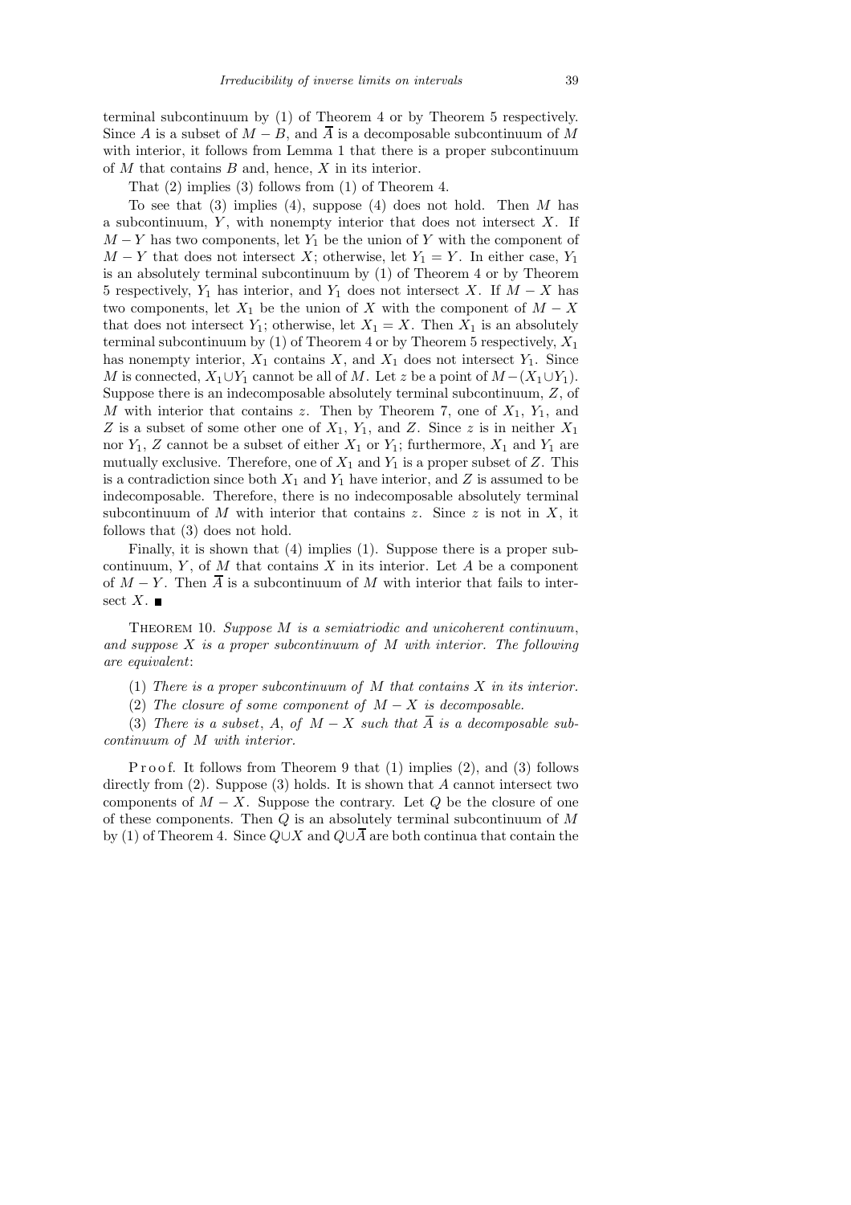terminal subcontinuum by (1) of Theorem 4 or by Theorem 5 respectively. Since $A$ is a subset of $M - B$, and $\overline{A}$ is a decomposable subcontinuum of $M$ with interior, it follows from Lemma 1 that there is a proper subcontinuum of $M$ that contains $B$ and, hence, $X$ in its interior.

That (2) implies (3) follows from (1) of Theorem 4.

To see that (3) implies (4), suppose (4) does not hold. Then $M$ has a subcontinuum, $Y$, with nonempty interior that does not intersect $X$. If $M - Y$ has two components, let $Y_1$ be the union of $Y$ with the component of $M - Y$ that does not intersect $X$; otherwise, let $Y_1 = Y$. In either case, $Y_1$ is an absolutely terminal subcontinuum by (1) of Theorem 4 or by Theorem 5 respectively, $Y_1$ has interior, and $Y_1$ does not intersect $X$. If $M - X$ has two components, let $X_1$ be the union of $X$ with the component of $M - X$ that does not intersect $Y_1$; otherwise, let $X_1 = X$. Then $X_1$ is an absolutely terminal subcontinuum by (1) of Theorem 4 or by Theorem 5 respectively, $X_1$ has nonempty interior, $X_1$ contains $X$, and $X_1$ does not intersect $Y_1$. Since $M$ is connected, $X_1 \cup Y_1$ cannot be all of $M$. Let $z$ be a point of $M - (X_1 \cup Y_1)$. Suppose there is an indecomposable absolutely terminal subcontinuum, $Z$, of $M$ with interior that contains $z$. Then by Theorem 7, one of $X_1$, $Y_1$, and $Z$ is a subset of some other one of $X_1$, $Y_1$, and $Z$. Since $z$ is in neither $X_1$ nor $Y_1$, $Z$ cannot be a subset of either $X_1$ or $Y_1$; furthermore, $X_1$ and $Y_1$ are mutually exclusive. Therefore, one of $X_1$ and $Y_1$ is a proper subset of $Z$. This is a contradiction since both $X_1$ and $Y_1$ have interior, and $Z$ is assumed to be indecomposable. Therefore, there is no indecomposable absolutely terminal subcontinuum of $M$ with interior that contains $z$. Since $z$ is not in $X$, it follows that (3) does not hold.

Finally, it is shown that (4) implies (1). Suppose there is a proper subcontinuum, $Y$, of $M$ that contains $X$ in its interior. Let $A$ be a component of $M - Y$. Then $\overline{A}$ is a subcontinuum of $M$ with interior that fails to intersect $X$. ■

Theorem 10. *Suppose $M$ is a semiatriodic and unicoherent continuum, and suppose $X$ is a proper subcontinuum of $M$ with interior. The following are equivalent*:

(1) *There is a proper subcontinuum of $M$ that contains $X$ in its interior.*

(2) *The closure of some component of $M - X$ is decomposable.*

(3) *There is a subset*, $A$, *of $M - X$ such that $\overline{A}$ is a decomposable subcontinuum of $M$ with interior.*

Proof. It follows from Theorem 9 that (1) implies (2), and (3) follows directly from (2). Suppose (3) holds. It is shown that $A$ cannot intersect two components of $M - X$. Suppose the contrary. Let $Q$ be the closure of one of these components. Then $Q$ is an absolutely terminal subcontinuum of $M$ by (1) of Theorem 4. Since $Q \cup X$ and $Q \cup \overline{A}$ are both continua that contain the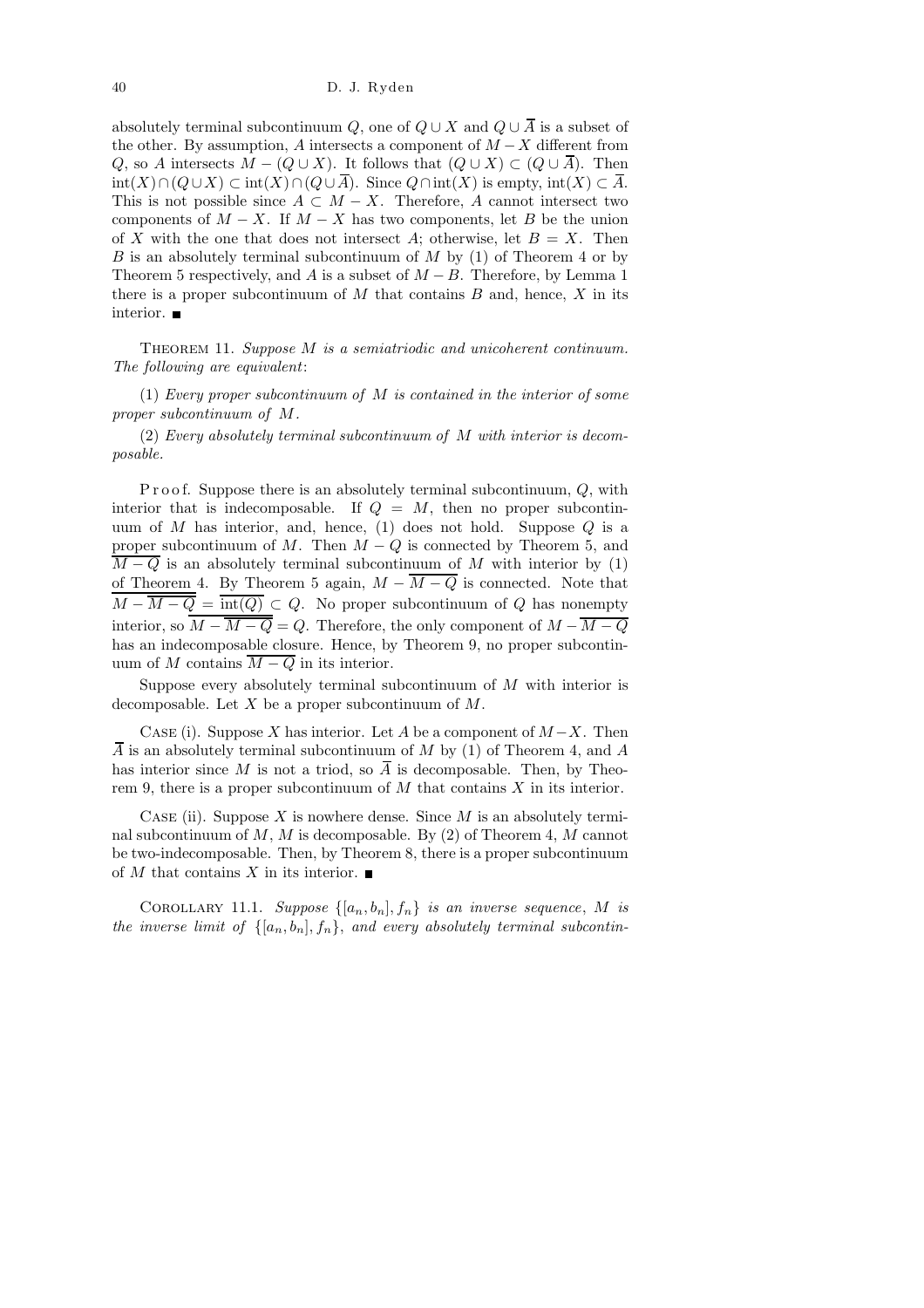absolutely terminal subcontinuum $Q$, one of $Q \cup X$ and $Q \cup \overline{A}$ is a subset of the other. By assumption, $A$ intersects a component of $M - X$ different from $Q$, so $A$ intersects $M - (Q \cup X)$. It follows that $(Q \cup X) \subset (Q \cup \overline{A})$. Then $\mathrm{int}(X) \cap (Q \cup X) \subset \mathrm{int}(X) \cap (Q \cup \overline{A})$. Since $Q \cap \mathrm{int}(X)$ is empty, $\mathrm{int}(X) \subset \overline{A}$. This is not possible since $A \subset M - X$. Therefore, $A$ cannot intersect two components of $M - X$. If $M - X$ has two components, let $B$ be the union of $X$ with the one that does not intersect $A$; otherwise, let $B = X$. Then $B$ is an absolutely terminal subcontinuum of $M$ by (1) of Theorem 4 or by Theorem 5 respectively, and $A$ is a subset of $M - B$. Therefore, by Lemma 1 there is a proper subcontinuum of $M$ that contains $B$ and, hence, $X$ in its interior. ■

THEOREM 11. *Suppose $M$ is a semiatriodic and unicoherent continuum. The following are equivalent*:

(1) *Every proper subcontinuum of $M$ is contained in the interior of some proper subcontinuum of $M$.*

(2) *Every absolutely terminal subcontinuum of $M$ with interior is decomposable.*

Proof. Suppose there is an absolutely terminal subcontinuum, $Q$, with interior that is indecomposable. If $Q = M$, then no proper subcontinuum of $M$ has interior, and, hence, (1) does not hold. Suppose $Q$ is a proper subcontinuum of $M$. Then $M - Q$ is connected by Theorem 5, and $\overline{M - Q}$ is an absolutely terminal subcontinuum of $M$ with interior by (1) of Theorem 4. By Theorem 5 again, $M - \overline{M - Q}$ is connected. Note that $\overline{M - \overline{M - Q}} = \overline{\mathrm{int}(Q)} \subset Q$. No proper subcontinuum of $Q$ has nonempty interior, so $\overline{M - \overline{M - Q}} = Q$. Therefore, the only component of $M - \overline{M - Q}$ has an indecomposable closure. Hence, by Theorem 9, no proper subcontinuum of $M$ contains $\overline{M - Q}$ in its interior.

Suppose every absolutely terminal subcontinuum of $M$ with interior is decomposable. Let $X$ be a proper subcontinuum of $M$.

CASE (i). Suppose $X$ has interior. Let $A$ be a component of $M - X$. Then $\overline{A}$ is an absolutely terminal subcontinuum of $M$ by (1) of Theorem 4, and $A$ has interior since $M$ is not a triod, so $\overline{A}$ is decomposable. Then, by Theorem 9, there is a proper subcontinuum of $M$ that contains $X$ in its interior.

CASE (ii). Suppose $X$ is nowhere dense. Since $M$ is an absolutely terminal subcontinuum of $M$, $M$ is decomposable. By (2) of Theorem 4, $M$ cannot be two-indecomposable. Then, by Theorem 8, there is a proper subcontinuum of $M$ that contains $X$ in its interior. ■

COROLLARY 11.1. *Suppose $\{[a_n, b_n], f_n\}$ is an inverse sequence, $M$ is the inverse limit of $\{[a_n, b_n], f_n\}$, and every absolutely terminal subcontin-*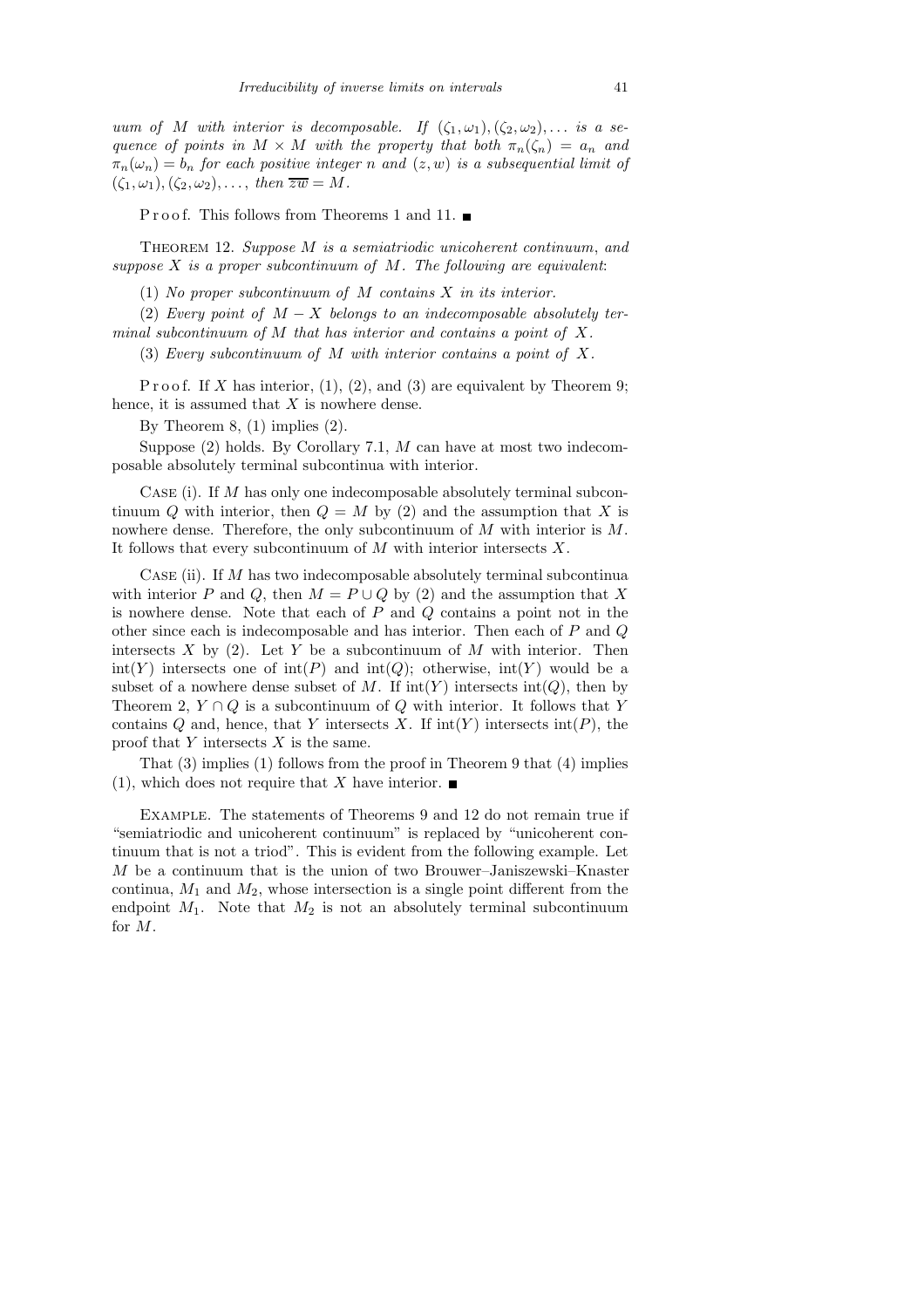*uum of $M$ with interior is decomposable. If $(\zeta_1, \omega_1), (\zeta_2, \omega_2), \ldots$ is a sequence of points in $M \times M$ with the property that both $\pi_n(\zeta_n) = a_n$ and $\pi_n(\omega_n) = b_n$ for each positive integer $n$ and $(z, w)$ is a subsequential limit of $(\zeta_1, \omega_1), (\zeta_2, \omega_2), \ldots$, then $\overline{zw} = M$.*

Proof. This follows from Theorems 1 and 11. ∎

Theorem 12. *Suppose $M$ is a semiatriodic unicoherent continuum, and suppose $X$ is a proper subcontinuum of $M$. The following are equivalent*:

(1) *No proper subcontinuum of $M$ contains $X$ in its interior.*

(2) *Every point of $M - X$ belongs to an indecomposable absolutely terminal subcontinuum of $M$ that has interior and contains a point of $X$.*

(3) *Every subcontinuum of $M$ with interior contains a point of $X$.*

Proof. If $X$ has interior, (1), (2), and (3) are equivalent by Theorem 9; hence, it is assumed that $X$ is nowhere dense.

By Theorem 8, (1) implies (2).

Suppose (2) holds. By Corollary 7.1, $M$ can have at most two indecomposable absolutely terminal subcontinua with interior.

Case (i). If $M$ has only one indecomposable absolutely terminal subcontinuum $Q$ with interior, then $Q = M$ by (2) and the assumption that $X$ is nowhere dense. Therefore, the only subcontinuum of $M$ with interior is $M$. It follows that every subcontinuum of $M$ with interior intersects $X$.

Case (ii). If $M$ has two indecomposable absolutely terminal subcontinua with interior $P$ and $Q$, then $M = P \cup Q$ by (2) and the assumption that $X$ is nowhere dense. Note that each of $P$ and $Q$ contains a point not in the other since each is indecomposable and has interior. Then each of $P$ and $Q$ intersects $X$ by (2). Let $Y$ be a subcontinuum of $M$ with interior. Then $\text{int}(Y)$ intersects one of $\text{int}(P)$ and $\text{int}(Q)$; otherwise, $\text{int}(Y)$ would be a subset of a nowhere dense subset of $M$. If $\text{int}(Y)$ intersects $\text{int}(Q)$, then by Theorem 2, $Y \cap Q$ is a subcontinuum of $Q$ with interior. It follows that $Y$ contains $Q$ and, hence, that $Y$ intersects $X$. If $\text{int}(Y)$ intersects $\text{int}(P)$, the proof that $Y$ intersects $X$ is the same.

That (3) implies (1) follows from the proof in Theorem 9 that (4) implies (1), which does not require that $X$ have interior. ∎

Example. The statements of Theorems 9 and 12 do not remain true if "semiatriodic and unicoherent continuum" is replaced by "unicoherent continuum that is not a triod". This is evident from the following example. Let $M$ be a continuum that is the union of two Brouwer–Janiszewski–Knaster continua, $M_1$ and $M_2$, whose intersection is a single point different from the endpoint $M_1$. Note that $M_2$ is not an absolutely terminal subcontinuum for $M$.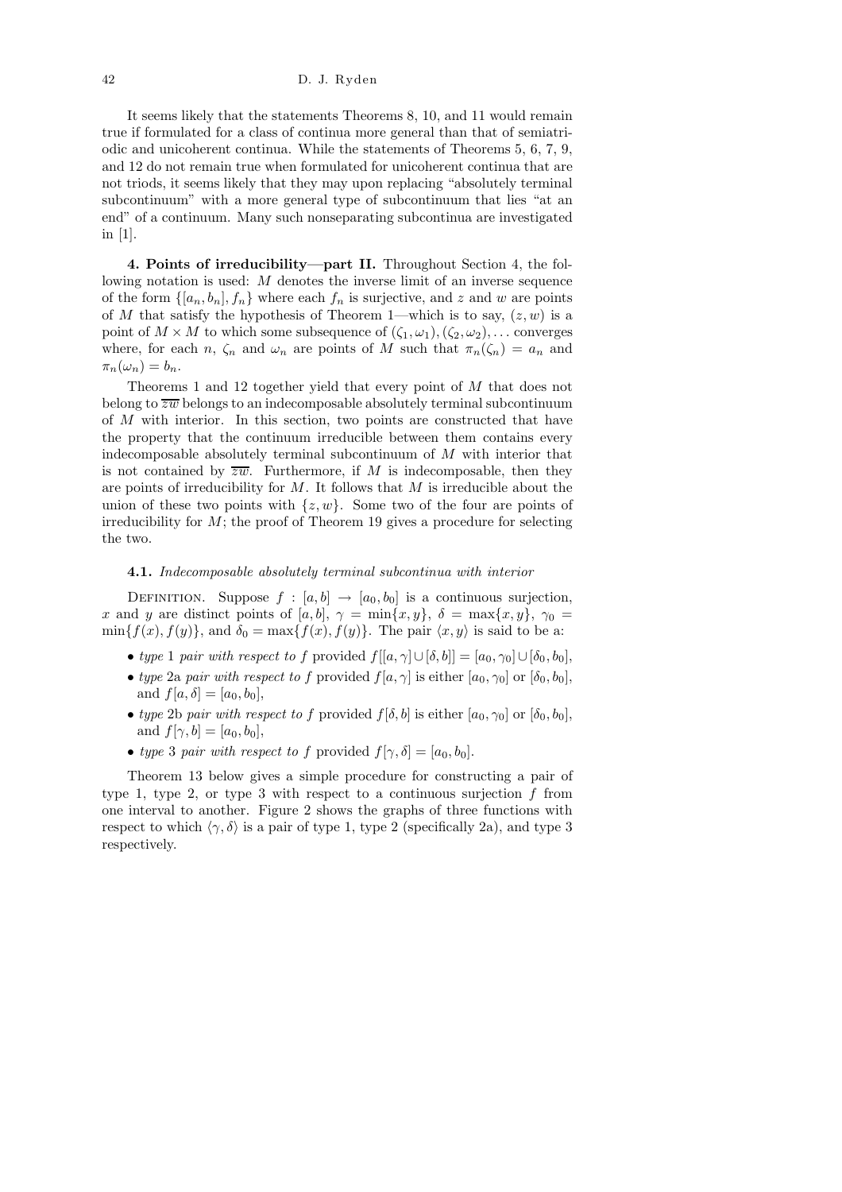It seems likely that the statements Theorems 8, 10, and 11 would remain true if formulated for a class of continua more general than that of semiatriodic and unicoherent continua. While the statements of Theorems 5, 6, 7, 9, and 12 do not remain true when formulated for unicoherent continua that are not triods, it seems likely that they may upon replacing "absolutely terminal subcontinuum" with a more general type of subcontinuum that lies "at an end" of a continuum. Many such nonseparating subcontinua are investigated in [1].

**4. Points of irreducibility—part II.** Throughout Section 4, the following notation is used: $M$ denotes the inverse limit of an inverse sequence of the form $\{[a_n, b_n], f_n\}$ where each $f_n$ is surjective, and $z$ and $w$ are points of $M$ that satisfy the hypothesis of Theorem 1—which is to say, $(z, w)$ is a point of $M \times M$ to which some subsequence of $(\zeta_1, \omega_1), (\zeta_2, \omega_2), \ldots$ converges where, for each $n$, $\zeta_n$ and $\omega_n$ are points of $M$ such that $\pi_n(\zeta_n) = a_n$ and $\pi_n(\omega_n) = b_n$.

Theorems 1 and 12 together yield that every point of $M$ that does not belong to $\overline{zw}$ belongs to an indecomposable absolutely terminal subcontinuum of $M$ with interior. In this section, two points are constructed that have the property that the continuum irreducible between them contains every indecomposable absolutely terminal subcontinuum of $M$ with interior that is not contained by $\overline{zw}$. Furthermore, if $M$ is indecomposable, then they are points of irreducibility for $M$. It follows that $M$ is irreducible about the union of these two points with $\{z, w\}$. Some two of the four are points of irreducibility for $M$; the proof of Theorem 19 gives a procedure for selecting the two.

**4.1.** *Indecomposable absolutely terminal subcontinua with interior*

Definition. Suppose $f : [a, b] \to [a_0, b_0]$ is a continuous surjection, $x$ and $y$ are distinct points of $[a, b]$, $\gamma = \min\{x, y\}$, $\delta = \max\{x, y\}$, $\gamma_0 = \min\{f(x), f(y)\}$, and $\delta_0 = \max\{f(x), f(y)\}$. The pair $\langle x, y\rangle$ is said to be a:

- *type* 1 *pair with respect to* $f$ provided $f[[a, \gamma] \cup [\delta, b]] = [a_0, \gamma_0] \cup [\delta_0, b_0]$,
- *type* 2a *pair with respect to* $f$ provided $f[a, \gamma]$ is either $[a_0, \gamma_0]$ or $[\delta_0, b_0]$, and $f[a, \delta] = [a_0, b_0]$,
- *type* 2b *pair with respect to* $f$ provided $f[\delta, b]$ is either $[a_0, \gamma_0]$ or $[\delta_0, b_0]$, and $f[\gamma, b] = [a_0, b_0]$,
- *type* 3 *pair with respect to* $f$ provided $f[\gamma, \delta] = [a_0, b_0]$.

Theorem 13 below gives a simple procedure for constructing a pair of type 1, type 2, or type 3 with respect to a continuous surjection $f$ from one interval to another. Figure 2 shows the graphs of three functions with respect to which $\langle \gamma, \delta\rangle$ is a pair of type 1, type 2 (specifically 2a), and type 3 respectively.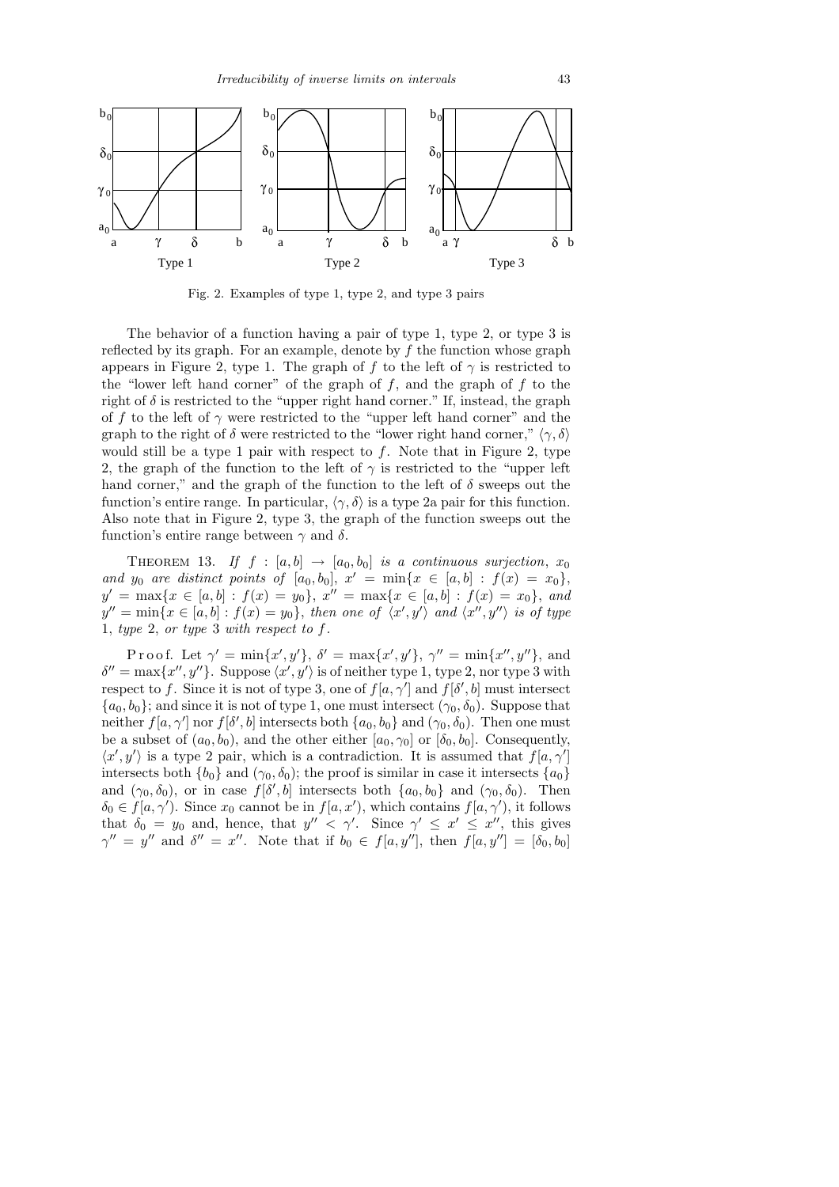Fig. 2. Examples of type 1, type 2, and type 3 pairs

The behavior of a function having a pair of type 1, type 2, or type 3 is reflected by its graph. For an example, denote by $f$ the function whose graph appears in Figure 2, type 1. The graph of $f$ to the left of $\gamma$ is restricted to the "lower left hand corner" of the graph of $f$, and the graph of $f$ to the right of $\delta$ is restricted to the "upper right hand corner." If, instead, the graph of $f$ to the left of $\gamma$ were restricted to the "upper left hand corner" and the graph to the right of $\delta$ were restricted to the "lower right hand corner," $\langle \gamma, \delta \rangle$ would still be a type 1 pair with respect to $f$. Note that in Figure 2, type 2, the graph of the function to the left of $\gamma$ is restricted to the "upper left hand corner," and the graph of the function to the left of $\delta$ sweeps out the function's entire range. In particular, $\langle \gamma, \delta \rangle$ is a type 2a pair for this function. Also note that in Figure 2, type 3, the graph of the function sweeps out the function's entire range between $\gamma$ and $\delta$.

THEOREM 13. *If $f : [a, b] \to [a_0, b_0]$ is a continuous surjection, $x_0$ and $y_0$ are distinct points of $[a_0, b_0]$, $x' = \min\{x \in [a, b] : f(x) = x_0\}$, $y' = \max\{x \in [a, b] : f(x) = y_0\}$, $x'' = \max\{x \in [a, b] : f(x) = x_0\}$, and $y'' = \min\{x \in [a, b] : f(x) = y_0\}$, then one of $\langle x', y' \rangle$ and $\langle x'', y'' \rangle$ is of type 1, type 2, or type 3 with respect to $f$.*

Proof. Let $\gamma' = \min\{x', y'\}$, $\delta' = \max\{x', y'\}$, $\gamma'' = \min\{x'', y''\}$, and $\delta'' = \max\{x'', y''\}$. Suppose $\langle x', y' \rangle$ is of neither type 1, type 2, nor type 3 with respect to $f$. Since it is not of type 3, one of $f[a, \gamma']$ and $f[\delta', b]$ must intersect $\{a_0, b_0\}$; and since it is not of type 1, one must intersect $(\gamma_0, \delta_0)$. Suppose that neither $f[a, \gamma']$ nor $f[\delta', b]$ intersects both $\{a_0, b_0\}$ and $(\gamma_0, \delta_0)$. Then one must be a subset of $(a_0, b_0)$, and the other either $[a_0, \gamma_0]$ or $[\delta_0, b_0]$. Consequently, $\langle x', y' \rangle$ is a type 2 pair, which is a contradiction. It is assumed that $f[a, \gamma']$ intersects both $\{b_0\}$ and $(\gamma_0, \delta_0)$; the proof is similar in case it intersects $\{a_0\}$ and $(\gamma_0, \delta_0)$, or in case $f[\delta', b]$ intersects both $\{a_0, b_0\}$ and $(\gamma_0, \delta_0)$. Then $\delta_0 \in f[a, \gamma')$. Since $x_0$ cannot be in $f[a, x')$, which contains $f[a, \gamma')$, it follows that $\delta_0 = y_0$ and, hence, that $y'' < \gamma'$. Since $\gamma' \le x' \le x''$, this gives $\gamma'' = y''$ and $\delta'' = x''$. Note that if $b_0 \in f[a, y'']$, then $f[a, y''] = [\delta_0, b_0]$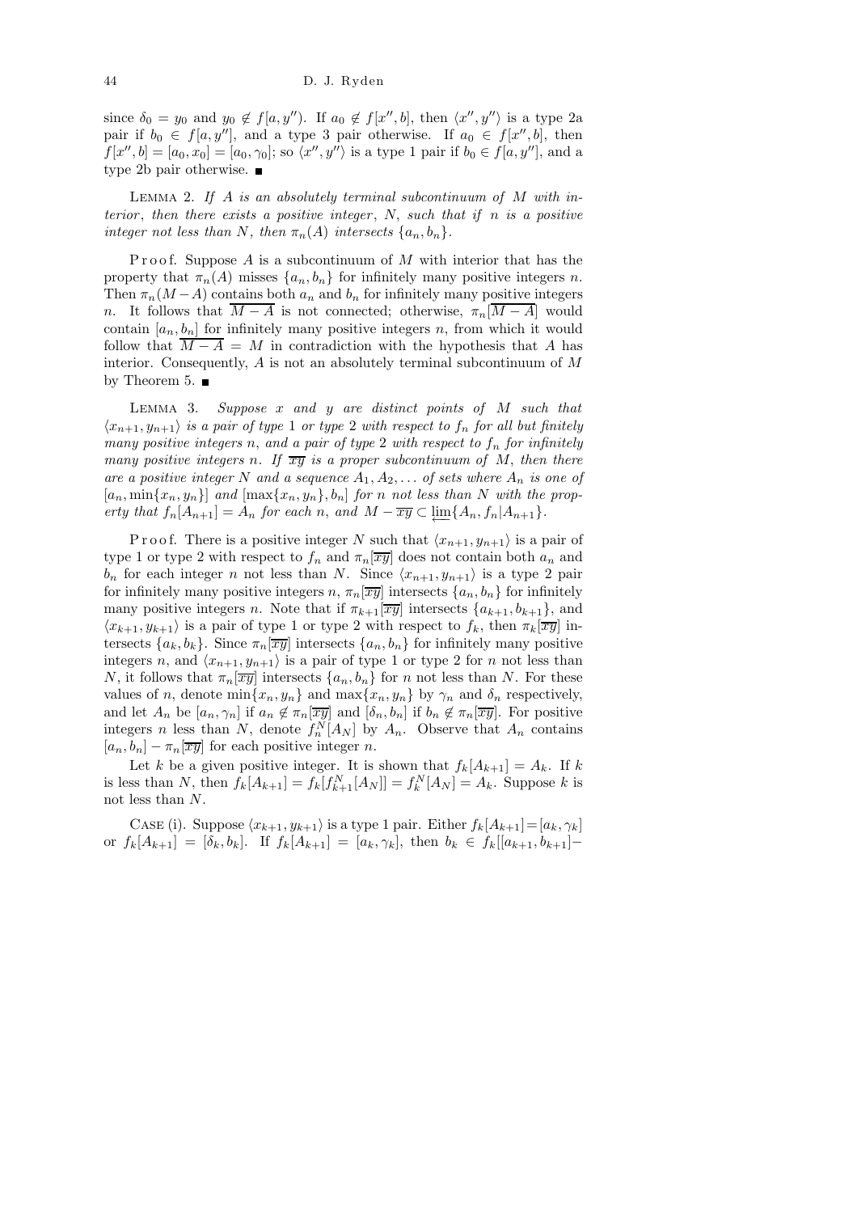since $\delta_0 = y_0$ and $y_0 \notin f[a, y'')$. If $a_0 \notin f[x'', b]$, then $\langle x'', y''\rangle$ is a type 2a pair if $b_0 \in f[a, y'']$, and a type 3 pair otherwise. If $a_0 \in f[x'', b]$, then $f[x'', b] = [a_0, x_0] = [a_0, \gamma_0]$; so $\langle x'', y''\rangle$ is a type 1 pair if $b_0 \in f[a, y'']$, and a type 2b pair otherwise. ■

Lemma 2. *If $A$ is an absolutely terminal subcontinuum of $M$ with interior, then there exists a positive integer, $N$, such that if $n$ is a positive integer not less than $N$, then $\pi_n(A)$ intersects $\{a_n, b_n\}$.*

Proof. Suppose $A$ is a subcontinuum of $M$ with interior that has the property that $\pi_n(A)$ misses $\{a_n, b_n\}$ for infinitely many positive integers $n$. Then $\pi_n(M - A)$ contains both $a_n$ and $b_n$ for infinitely many positive integers $n$. It follows that $\overline{M - A}$ is not connected; otherwise, $\pi_n[\overline{M - A}]$ would contain $[a_n, b_n]$ for infinitely many positive integers $n$, from which it would follow that $\overline{M - A} = M$ in contradiction with the hypothesis that $A$ has interior. Consequently, $A$ is not an absolutely terminal subcontinuum of $M$ by Theorem 5. ■

Lemma 3. *Suppose $x$ and $y$ are distinct points of $M$ such that $\langle x_{n+1}, y_{n+1}\rangle$ is a pair of type 1 or type 2 with respect to $f_n$ for all but finitely many positive integers $n$, and a pair of type 2 with respect to $f_n$ for infinitely many positive integers $n$. If $\overline{xy}$ is a proper subcontinuum of $M$, then there are a positive integer $N$ and a sequence $A_1, A_2, \ldots$ of sets where $A_n$ is one of $[a_n, \min\{x_n, y_n\}]$ and $[\max\{x_n, y_n\}, b_n]$ for $n$ not less than $N$ with the property that $f_n[A_{n+1}] = A_n$ for each $n$, and $M - \overline{xy} \subset \varprojlim\{A_n, f_n|A_{n+1}\}$.*

Proof. There is a positive integer $N$ such that $\langle x_{n+1}, y_{n+1}\rangle$ is a pair of type 1 or type 2 with respect to $f_n$ and $\pi_n[\overline{xy}]$ does not contain both $a_n$ and $b_n$ for each integer $n$ not less than $N$. Since $\langle x_{n+1}, y_{n+1}\rangle$ is a type 2 pair for infinitely many positive integers $n$, $\pi_n[\overline{xy}]$ intersects $\{a_n, b_n\}$ for infinitely many positive integers $n$. Note that if $\pi_{k+1}[\overline{xy}]$ intersects $\{a_{k+1}, b_{k+1}\}$, and $\langle x_{k+1}, y_{k+1}\rangle$ is a pair of type 1 or type 2 with respect to $f_k$, then $\pi_k[\overline{xy}]$ intersects $\{a_k, b_k\}$. Since $\pi_n[\overline{xy}]$ intersects $\{a_n, b_n\}$ for infinitely many positive integers $n$, and $\langle x_{n+1}, y_{n+1}\rangle$ is a pair of type 1 or type 2 for $n$ not less than $N$, it follows that $\pi_n[\overline{xy}]$ intersects $\{a_n, b_n\}$ for $n$ not less than $N$. For these values of $n$, denote $\min\{x_n, y_n\}$ and $\max\{x_n, y_n\}$ by $\gamma_n$ and $\delta_n$ respectively, and let $A_n$ be $[a_n, \gamma_n]$ if $a_n \notin \pi_n[\overline{xy}]$ and $[\delta_n, b_n]$ if $b_n \notin \pi_n[\overline{xy}]$. For positive integers $n$ less than $N$, denote $f_n^N[A_N]$ by $A_n$. Observe that $A_n$ contains $[a_n, b_n] - \pi_n[\overline{xy}]$ for each positive integer $n$.

Let $k$ be a given positive integer. It is shown that $f_k[A_{k+1}] = A_k$. If $k$ is less than $N$, then $f_k[A_{k+1}] = f_k[f_{k+1}^N[A_N]] = f_k^N[A_N] = A_k$. Suppose $k$ is not less than $N$.

Case (i). Suppose $\langle x_{k+1}, y_{k+1}\rangle$ is a type 1 pair. Either $f_k[A_{k+1}] = [a_k, \gamma_k]$ or $f_k[A_{k+1}] = [\delta_k, b_k]$. If $f_k[A_{k+1}] = [a_k, \gamma_k]$, then $b_k \in f_k[[a_{k+1}, b_{k+1}] -$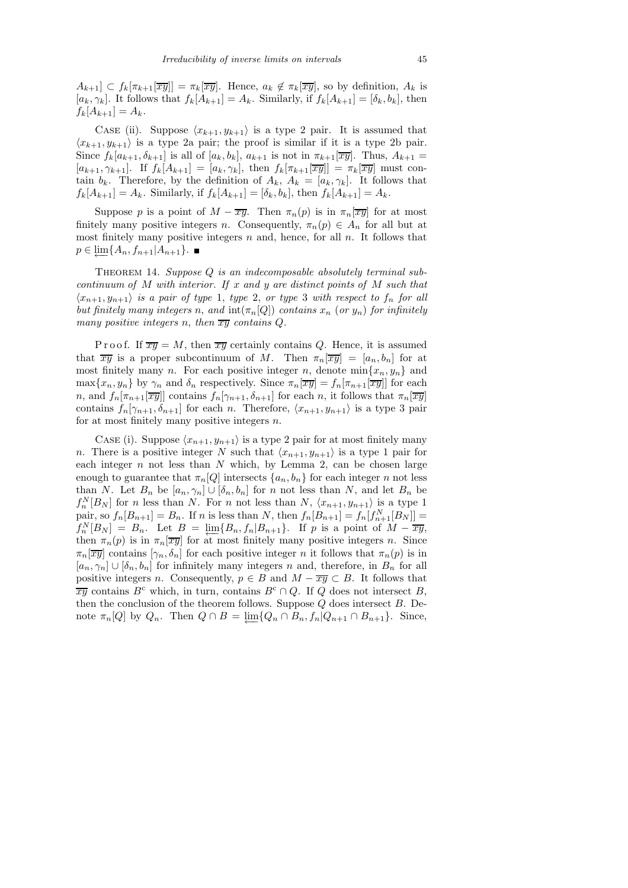$A_{k+1}] \subset f_k[\pi_{k+1}[\overline{xy}]] = \pi_k[\overline{xy}]$. Hence, $a_k \notin \pi_k[\overline{xy}]$, so by definition, $A_k$ is $[a_k, \gamma_k]$. It follows that $f_k[A_{k+1}] = A_k$. Similarly, if $f_k[A_{k+1}] = [\delta_k, b_k]$, then $f_k[A_{k+1}] = A_k$.

Case (ii). Suppose $\langle x_{k+1}, y_{k+1}\rangle$ is a type 2 pair. It is assumed that $\langle x_{k+1}, y_{k+1}\rangle$ is a type 2a pair; the proof is similar if it is a type 2b pair. Since $f_k[a_{k+1}, \delta_{k+1}]$ is all of $[a_k, b_k]$, $a_{k+1}$ is not in $\pi_{k+1}[\overline{xy}]$. Thus, $A_{k+1} = [a_{k+1}, \gamma_{k+1}]$. If $f_k[A_{k+1}] = [a_k, \gamma_k]$, then $f_k[\pi_{k+1}[\overline{xy}]] = \pi_k[\overline{xy}]$ must contain $b_k$. Therefore, by the definition of $A_k$, $A_k = [a_k, \gamma_k]$. It follows that $f_k[A_{k+1}] = A_k$. Similarly, if $f_k[A_{k+1}] = [\delta_k, b_k]$, then $f_k[A_{k+1}] = A_k$.

Suppose $p$ is a point of $M - \overline{xy}$. Then $\pi_n(p)$ is in $\pi_n[\overline{xy}]$ for at most finitely many positive integers $n$. Consequently, $\pi_n(p) \in A_n$ for all but at most finitely many positive integers $n$ and, hence, for all $n$. It follows that $p \in \varprojlim\{A_n, f_{n+1}|A_{n+1}\}$. ∎

Theorem 14. *Suppose $Q$ is an indecomposable absolutely terminal subcontinuum of $M$ with interior. If $x$ and $y$ are distinct points of $M$ such that $\langle x_{n+1}, y_{n+1}\rangle$ is a pair of type* 1, *type* 2, *or type* 3 *with respect to $f_n$ for all but finitely many integers $n$, and $\operatorname{int}(\pi_n[Q])$ contains $x_n$* (*or $y_n$*) *for infinitely many positive integers $n$, then $\overline{xy}$ contains $Q$.*

Proof. If $\overline{xy} = M$, then $\overline{xy}$ certainly contains $Q$. Hence, it is assumed that $\overline{xy}$ is a proper subcontinuum of $M$. Then $\pi_n[\overline{xy}] = [a_n, b_n]$ for at most finitely many $n$. For each positive integer $n$, denote $\min\{x_n, y_n\}$ and $\max\{x_n, y_n\}$ by $\gamma_n$ and $\delta_n$ respectively. Since $\pi_n[\overline{xy}] = f_n[\pi_{n+1}[\overline{xy}]]$ for each $n$, and $f_n[\pi_{n+1}[\overline{xy}]]$ contains $f_n[\gamma_{n+1}, \delta_{n+1}]$ for each $n$, it follows that $\pi_n[\overline{xy}]$ contains $f_n[\gamma_{n+1}, \delta_{n+1}]$ for each $n$. Therefore, $\langle x_{n+1}, y_{n+1}\rangle$ is a type 3 pair for at most finitely many positive integers $n$.

Case (i). Suppose $\langle x_{n+1}, y_{n+1}\rangle$ is a type 2 pair for at most finitely many $n$. There is a positive integer $N$ such that $\langle x_{n+1}, y_{n+1}\rangle$ is a type 1 pair for each integer $n$ not less than $N$ which, by Lemma 2, can be chosen large enough to guarantee that $\pi_n[Q]$ intersects $\{a_n, b_n\}$ for each integer $n$ not less than $N$. Let $B_n$ be $[a_n, \gamma_n] \cup [\delta_n, b_n]$ for $n$ not less than $N$, and let $B_n$ be $f_n^N[B_N]$ for $n$ less than $N$. For $n$ not less than $N$, $\langle x_{n+1}, y_{n+1}\rangle$ is a type 1 pair, so $f_n[B_{n+1}] = B_n$. If $n$ is less than $N$, then $f_n[B_{n+1}] = f_n[f_{n+1}^N[B_N]] = f_n^N[B_N] = B_n$. Let $B = \varprojlim\{B_n, f_n|B_{n+1}\}$. If $p$ is a point of $M - \overline{xy}$, then $\pi_n(p)$ is in $\pi_n[\overline{xy}]$ for at most finitely many positive integers $n$. Since $\pi_n[\overline{xy}]$ contains $[\gamma_n, \delta_n]$ for each positive integer $n$ it follows that $\pi_n(p)$ is in $[a_n, \gamma_n] \cup [\delta_n, b_n]$ for infinitely many integers $n$ and, therefore, in $B_n$ for all positive integers $n$. Consequently, $p \in B$ and $M - \overline{xy} \subset B$. It follows that $\overline{xy}$ contains $B^{\mathrm{c}}$ which, in turn, contains $B^{\mathrm{c}} \cap Q$. If $Q$ does not intersect $B$, then the conclusion of the theorem follows. Suppose $Q$ does intersect $B$. Denote $\pi_n[Q]$ by $Q_n$. Then $Q \cap B = \varprojlim\{Q_n \cap B_n, f_n|Q_{n+1} \cap B_{n+1}\}$. Since,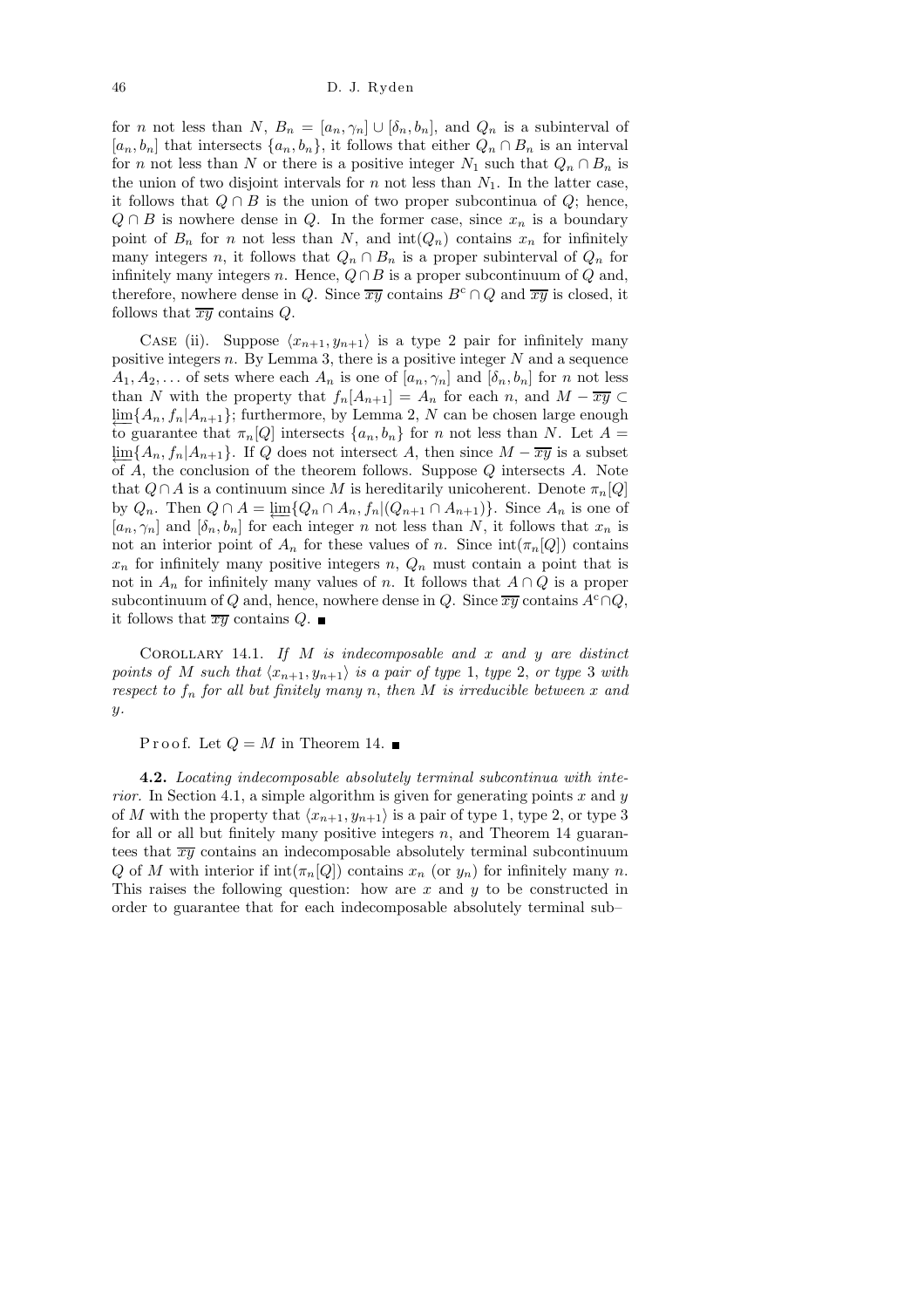for $n$ not less than $N$, $B_n = [a_n, \gamma_n] \cup [\delta_n, b_n]$, and $Q_n$ is a subinterval of $[a_n, b_n]$ that intersects $\{a_n, b_n\}$, it follows that either $Q_n \cap B_n$ is an interval for $n$ not less than $N$ or there is a positive integer $N_1$ such that $Q_n \cap B_n$ is the union of two disjoint intervals for $n$ not less than $N_1$. In the latter case, it follows that $Q \cap B$ is the union of two proper subcontinua of $Q$; hence, $Q \cap B$ is nowhere dense in $Q$. In the former case, since $x_n$ is a boundary point of $B_n$ for $n$ not less than $N$, and $\operatorname{int}(Q_n)$ contains $x_n$ for infinitely many integers $n$, it follows that $Q_n \cap B_n$ is a proper subinterval of $Q_n$ for infinitely many integers $n$. Hence, $Q \cap B$ is a proper subcontinuum of $Q$ and, therefore, nowhere dense in $Q$. Since $\overline{xy}$ contains $B^c \cap Q$ and $\overline{xy}$ is closed, it follows that $\overline{xy}$ contains $Q$.

Case (ii). Suppose $\langle x_{n+1}, y_{n+1} \rangle$ is a type 2 pair for infinitely many positive integers $n$. By Lemma 3, there is a positive integer $N$ and a sequence $A_1, A_2, \ldots$ of sets where each $A_n$ is one of $[a_n, \gamma_n]$ and $[\delta_n, b_n]$ for $n$ not less than $N$ with the property that $f_n[A_{n+1}] = A_n$ for each $n$, and $M - \overline{xy} \subset \varprojlim\{A_n, f_n|A_{n+1}\}$; furthermore, by Lemma 2, $N$ can be chosen large enough to guarantee that $\pi_n[Q]$ intersects $\{a_n, b_n\}$ for $n$ not less than $N$. Let $A = \varprojlim\{A_n, f_n|A_{n+1}\}$. If $Q$ does not intersect $A$, then since $M - \overline{xy}$ is a subset of $A$, the conclusion of the theorem follows. Suppose $Q$ intersects $A$. Note that $Q \cap A$ is a continuum since $M$ is hereditarily unicoherent. Denote $\pi_n[Q]$ by $Q_n$. Then $Q \cap A = \varprojlim\{Q_n \cap A_n, f_n|(Q_{n+1} \cap A_{n+1})\}$. Since $A_n$ is one of $[a_n, \gamma_n]$ and $[\delta_n, b_n]$ for each integer $n$ not less than $N$, it follows that $x_n$ is not an interior point of $A_n$ for these values of $n$. Since $\operatorname{int}(\pi_n[Q])$ contains $x_n$ for infinitely many positive integers $n$, $Q_n$ must contain a point that is not in $A_n$ for infinitely many values of $n$. It follows that $A \cap Q$ is a proper subcontinuum of $Q$ and, hence, nowhere dense in $Q$. Since $\overline{xy}$ contains $A^c \cap Q$, it follows that $\overline{xy}$ contains $Q$. ∎

Corollary 14.1. *If $M$ is indecomposable and $x$ and $y$ are distinct points of $M$ such that $\langle x_{n+1}, y_{n+1} \rangle$ is a pair of type 1, type 2, or type 3 with respect to $f_n$ for all but finitely many $n$, then $M$ is irreducible between $x$ and $y$.*

Proof. Let $Q = M$ in Theorem 14. ∎

**4.2.** *Locating indecomposable absolutely terminal subcontinua with interior.* In Section 4.1, a simple algorithm is given for generating points $x$ and $y$ of $M$ with the property that $\langle x_{n+1}, y_{n+1} \rangle$ is a pair of type 1, type 2, or type 3 for all or all but finitely many positive integers $n$, and Theorem 14 guarantees that $\overline{xy}$ contains an indecomposable absolutely terminal subcontinuum $Q$ of $M$ with interior if $\operatorname{int}(\pi_n[Q])$ contains $x_n$ (or $y_n$) for infinitely many $n$. This raises the following question: how are $x$ and $y$ to be constructed in order to guarantee that for each indecomposable absolutely terminal sub–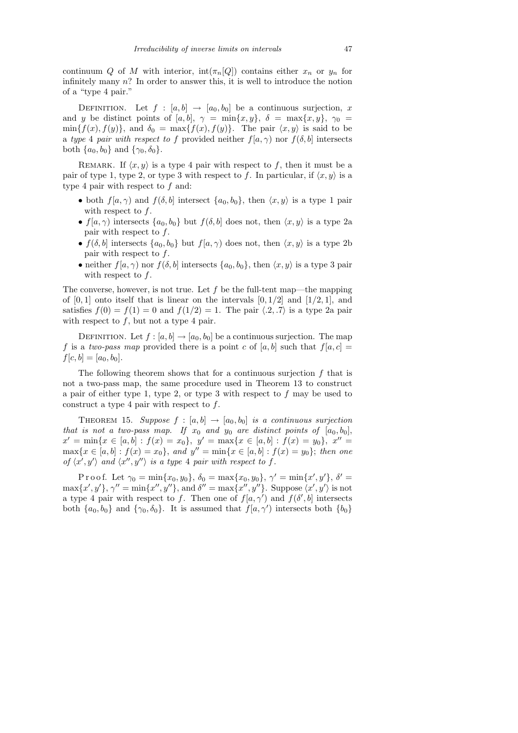continuum $Q$ of $M$ with interior, $\text{int}(\pi_n[Q])$ contains either $x_n$ or $y_n$ for infinitely many $n$? In order to answer this, it is well to introduce the notion of a "type 4 pair."

DEFINITION. Let $f : [a,b] \to [a_0,b_0]$ be a continuous surjection, $x$ and $y$ be distinct points of $[a,b]$, $\gamma = \min\{x,y\}$, $\delta = \max\{x,y\}$, $\gamma_0 = \min\{f(x),f(y)\}$, and $\delta_0 = \max\{f(x),f(y)\}$. The pair $\langle x,y\rangle$ is said to be a *type* 4 *pair with respect to* $f$ provided neither $f[a,\gamma)$ nor $f(\delta,b]$ intersects both $\{a_0,b_0\}$ and $\{\gamma_0,\delta_0\}$.

REMARK. If $\langle x,y\rangle$ is a type 4 pair with respect to $f$, then it must be a pair of type 1, type 2, or type 3 with respect to $f$. In particular, if $\langle x,y\rangle$ is a type 4 pair with respect to $f$ and:

- both $f[a,\gamma)$ and $f(\delta,b]$ intersect $\{a_0,b_0\}$, then $\langle x,y\rangle$ is a type 1 pair with respect to $f$.
- $f[a,\gamma)$ intersects $\{a_0,b_0\}$ but $f(\delta,b]$ does not, then $\langle x,y\rangle$ is a type 2a pair with respect to $f$.
- $f(\delta,b]$ intersects $\{a_0,b_0\}$ but $f[a,\gamma)$ does not, then $\langle x,y\rangle$ is a type 2b pair with respect to $f$.
- neither $f[a,\gamma)$ nor $f(\delta,b]$ intersects $\{a_0,b_0\}$, then $\langle x,y\rangle$ is a type 3 pair with respect to $f$.

The converse, however, is not true. Let $f$ be the full-tent map—the mapping of $[0,1]$ onto itself that is linear on the intervals $[0,1/2]$ and $[1/2,1]$, and satisfies $f(0)=f(1)=0$ and $f(1/2)=1$. The pair $\langle .2,.7\rangle$ is a type 2a pair with respect to $f$, but not a type 4 pair.

DEFINITION. Let $f : [a,b] \to [a_0,b_0]$ be a continuous surjection. The map $f$ is a *two-pass map* provided there is a point $c$ of $[a,b]$ such that $f[a,c] = f[c,b] = [a_0,b_0]$.

The following theorem shows that for a continuous surjection $f$ that is not a two-pass map, the same procedure used in Theorem 13 to construct a pair of either type 1, type 2, or type 3 with respect to $f$ may be used to construct a type 4 pair with respect to $f$.

THEOREM 15. *Suppose $f : [a,b] \to [a_0,b_0]$ is a continuous surjection that is not a two-pass map. If $x_0$ and $y_0$ are distinct points of $[a_0,b_0]$, $x' = \min\{x \in [a,b] : f(x) = x_0\}$, $y' = \max\{x \in [a,b] : f(x) = y_0\}$, $x'' = \max\{x \in [a,b] : f(x) = x_0\}$, and $y'' = \min\{x \in [a,b] : f(x) = y_0\}$; then one of $\langle x',y'\rangle$ and $\langle x'',y''\rangle$ is a type 4 pair with respect to $f$.*

Proof. Let $\gamma_0 = \min\{x_0,y_0\}$, $\delta_0 = \max\{x_0,y_0\}$, $\gamma' = \min\{x',y'\}$, $\delta' = \max\{x',y'\}$, $\gamma'' = \min\{x'',y''\}$, and $\delta'' = \max\{x'',y''\}$. Suppose $\langle x',y'\rangle$ is not a type 4 pair with respect to $f$. Then one of $f[a,\gamma')$ and $f(\delta',b]$ intersects both $\{a_0,b_0\}$ and $\{\gamma_0,\delta_0\}$. It is assumed that $f[a,\gamma')$ intersects both $\{b_0\}$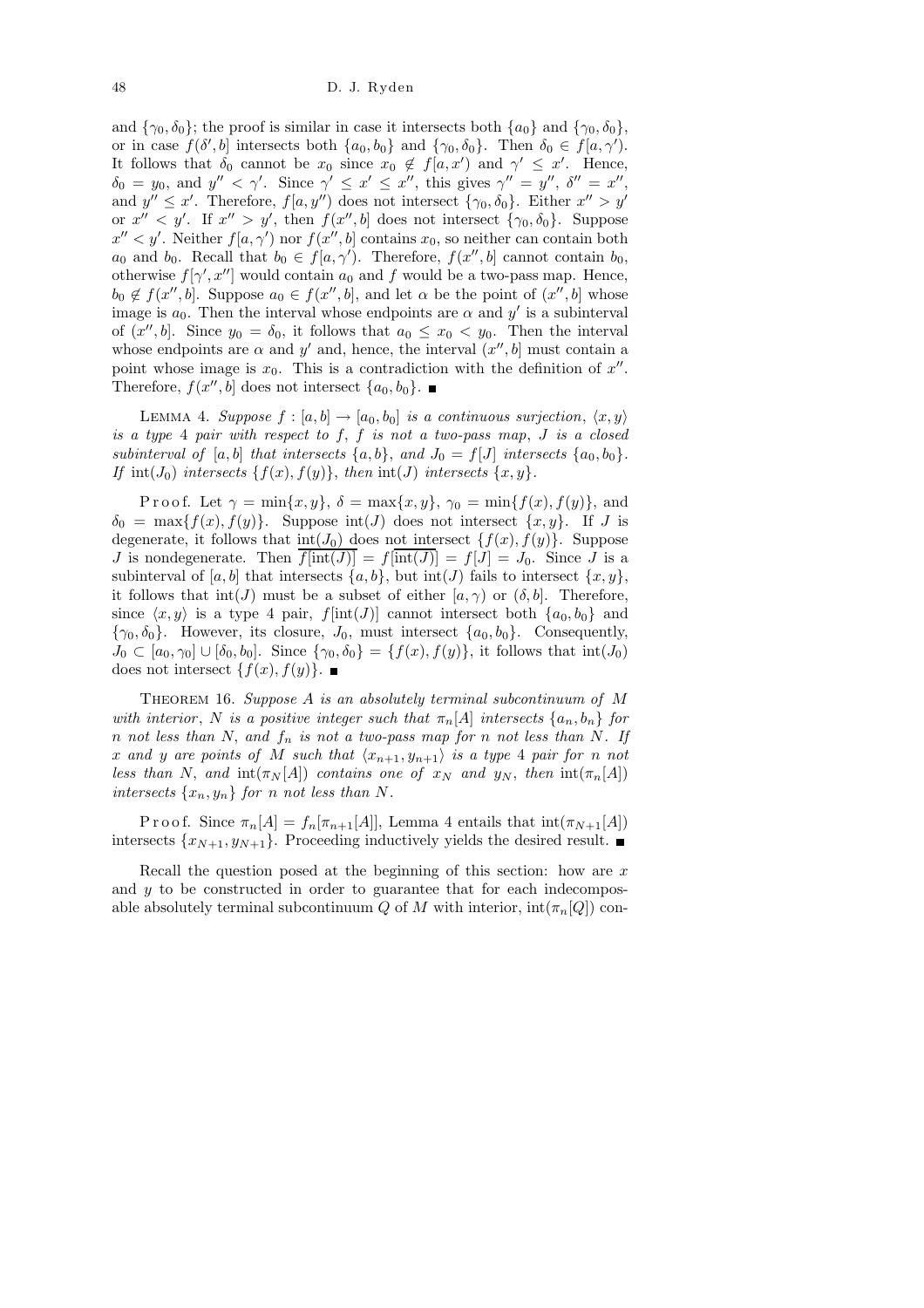and $\{\gamma_0, \delta_0\}$; the proof is similar in case it intersects both $\{a_0\}$ and $\{\gamma_0, \delta_0\}$, or in case $f(\delta', b]$ intersects both $\{a_0, b_0\}$ and $\{\gamma_0, \delta_0\}$. Then $\delta_0 \in f[a, \gamma')$. It follows that $\delta_0$ cannot be $x_0$ since $x_0 \notin f[a, x')$ and $\gamma' \le x'$. Hence, $\delta_0 = y_0$, and $y'' < \gamma'$. Since $\gamma' \le x' \le x''$, this gives $\gamma'' = y''$, $\delta'' = x''$, and $y'' \le x'$. Therefore, $f[a, y'')$ does not intersect $\{\gamma_0, \delta_0\}$. Either $x'' > y'$ or $x'' < y'$. If $x'' > y'$, then $f(x'', b]$ does not intersect $\{\gamma_0, \delta_0\}$. Suppose $x'' < y'$. Neither $f[a, \gamma')$ nor $f(x'', b]$ contains $x_0$, so neither can contain both $a_0$ and $b_0$. Recall that $b_0 \in f[a, \gamma')$. Therefore, $f(x'', b]$ cannot contain $b_0$, otherwise $f[\gamma', x'']$ would contain $a_0$ and $f$ would be a two-pass map. Hence, $b_0 \notin f(x'', b]$. Suppose $a_0 \in f(x'', b]$, and let $\alpha$ be the point of $(x'', b]$ whose image is $a_0$. Then the interval whose endpoints are $\alpha$ and $y'$ is a subinterval of $(x'', b]$. Since $y_0 = \delta_0$, it follows that $a_0 \le x_0 < y_0$. Then the interval whose endpoints are $\alpha$ and $y'$ and, hence, the interval $(x'', b]$ must contain a point whose image is $x_0$. This is a contradiction with the definition of $x''$. Therefore, $f(x'', b]$ does not intersect $\{a_0, b_0\}$. ∎

Lemma 4. *Suppose $f : [a, b] \to [a_0, b_0]$ is a continuous surjection, $\langle x, y\rangle$ is a type 4 pair with respect to $f$, $f$ is not a two-pass map, $J$ is a closed subinterval of $[a, b]$ that intersects $\{a, b\}$, and $J_0 = f[J]$ intersects $\{a_0, b_0\}$. If $\operatorname{int}(J_0)$ intersects $\{f(x), f(y)\}$, then $\operatorname{int}(J)$ intersects $\{x, y\}$.*

Proof. Let $\gamma = \min\{x, y\}$, $\delta = \max\{x, y\}$, $\gamma_0 = \min\{f(x), f(y)\}$, and $\delta_0 = \max\{f(x), f(y)\}$. Suppose $\operatorname{int}(J)$ does not intersect $\{x, y\}$. If $J$ is degenerate, it follows that $\operatorname{int}(J_0)$ does not intersect $\{f(x), f(y)\}$. Suppose $J$ is nondegenerate. Then $\overline{f[\operatorname{int}(J)]} = f[\overline{\operatorname{int}(J)}] = f[J] = J_0$. Since $J$ is a subinterval of $[a, b]$ that intersects $\{a, b\}$, but $\operatorname{int}(J)$ fails to intersect $\{x, y\}$, it follows that $\operatorname{int}(J)$ must be a subset of either $[a, \gamma)$ or $(\delta, b]$. Therefore, since $\langle x, y\rangle$ is a type 4 pair, $f[\operatorname{int}(J)]$ cannot intersect both $\{a_0, b_0\}$ and $\{\gamma_0, \delta_0\}$. However, its closure, $J_0$, must intersect $\{a_0, b_0\}$. Consequently, $J_0 \subset [a_0, \gamma_0] \cup [\delta_0, b_0]$. Since $\{\gamma_0, \delta_0\} = \{f(x), f(y)\}$, it follows that $\operatorname{int}(J_0)$ does not intersect $\{f(x), f(y)\}$. ∎

Theorem 16. *Suppose $A$ is an absolutely terminal subcontinuum of $M$ with interior, $N$ is a positive integer such that $\pi_n[A]$ intersects $\{a_n, b_n\}$ for $n$ not less than $N$, and $f_n$ is not a two-pass map for $n$ not less than $N$. If $x$ and $y$ are points of $M$ such that $\langle x_{n+1}, y_{n+1}\rangle$ is a type 4 pair for $n$ not less than $N$, and $\operatorname{int}(\pi_N[A])$ contains one of $x_N$ and $y_N$, then $\operatorname{int}(\pi_n[A])$ intersects $\{x_n, y_n\}$ for $n$ not less than $N$.*

Proof. Since $\pi_n[A] = f_n[\pi_{n+1}[A]]$, Lemma 4 entails that $\operatorname{int}(\pi_{N+1}[A])$ intersects $\{x_{N+1}, y_{N+1}\}$. Proceeding inductively yields the desired result. ∎

Recall the question posed at the beginning of this section: how are $x$ and $y$ to be constructed in order to guarantee that for each indecomposable absolutely terminal subcontinuum $Q$ of $M$ with interior, $\operatorname{int}(\pi_n[Q])$ con-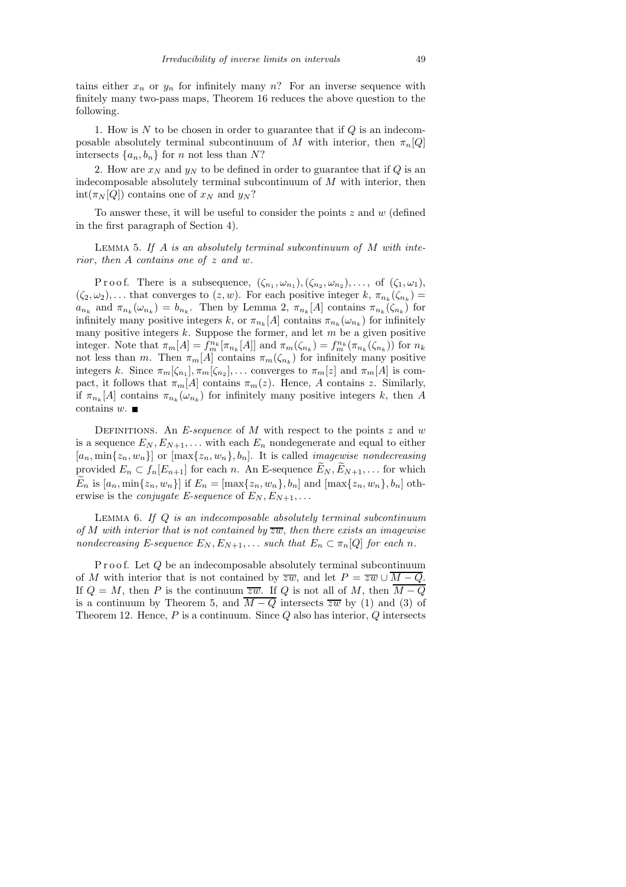tains either $x_n$ or $y_n$ for infinitely many $n$? For an inverse sequence with finitely many two-pass maps, Theorem 16 reduces the above question to the following.

1. How is $N$ to be chosen in order to guarantee that if $Q$ is an indecomposable absolutely terminal subcontinuum of $M$ with interior, then $\pi_n[Q]$ intersects $\{a_n, b_n\}$ for $n$ not less than $N$?

2. How are $x_N$ and $y_N$ to be defined in order to guarantee that if $Q$ is an indecomposable absolutely terminal subcontinuum of $M$ with interior, then $\operatorname{int}(\pi_N[Q])$ contains one of $x_N$ and $y_N$?

To answer these, it will be useful to consider the points $z$ and $w$ (defined in the first paragraph of Section 4).

LEMMA 5. *If $A$ is an absolutely terminal subcontinuum of $M$ with interior, then $A$ contains one of $z$ and $w$.*

Proof. There is a subsequence, $(\zeta_{n_1}, \omega_{n_1}), (\zeta_{n_2}, \omega_{n_2}), \ldots$, of $(\zeta_1, \omega_1)$, $(\zeta_2, \omega_2), \ldots$ that converges to $(z, w)$. For each positive integer $k$, $\pi_{n_k}(\zeta_{n_k}) = a_{n_k}$ and $\pi_{n_k}(\omega_{n_k}) = b_{n_k}$. Then by Lemma 2, $\pi_{n_k}[A]$ contains $\pi_{n_k}(\zeta_{n_k})$ for infinitely many positive integers $k$, or $\pi_{n_k}[A]$ contains $\pi_{n_k}(\omega_{n_k})$ for infinitely many positive integers $k$. Suppose the former, and let $m$ be a given positive integer. Note that $\pi_m[A] = f_m^{n_k}[\pi_{n_k}[A]]$ and $\pi_m(\zeta_{n_k}) = f_m^{n_k}(\pi_{n_k}(\zeta_{n_k}))$ for $n_k$ not less than $m$. Then $\pi_m[A]$ contains $\pi_m(\zeta_{n_k})$ for infinitely many positive integers $k$. Since $\pi_m[\zeta_{n_1}], \pi_m[\zeta_{n_2}], \ldots$ converges to $\pi_m[z]$ and $\pi_m[A]$ is compact, it follows that $\pi_m[A]$ contains $\pi_m(z)$. Hence, $A$ contains $z$. Similarly, if $\pi_{n_k}[A]$ contains $\pi_{n_k}(\omega_{n_k})$ for infinitely many positive integers $k$, then $A$ contains $w$. ∎

DEFINITIONS. An *E-sequence* of $M$ with respect to the points $z$ and $w$ is a sequence $E_N, E_{N+1}, \ldots$ with each $E_n$ nondegenerate and equal to either $[a_n, \min\{z_n, w_n\}]$ or $[\max\{z_n, w_n\}, b_n]$. It is called *imagewise nondecreasing* provided $E_n \subset f_n[E_{n+1}]$ for each $n$. An E-sequence $\widetilde{E}_N, \widetilde{E}_{N+1}, \ldots$ for which $\widetilde{E}_n$ is $[a_n, \min\{z_n, w_n\}]$ if $E_n = [\max\{z_n, w_n\}, b_n]$ and $[\max\{z_n, w_n\}, b_n]$ otherwise is the *conjugate E-sequence* of $E_N, E_{N+1}, \ldots$

LEMMA 6. *If $Q$ is an indecomposable absolutely terminal subcontinuum of $M$ with interior that is not contained by $\overline{zw}$, then there exists an imagewise nondecreasing E-sequence $E_N, E_{N+1}, \ldots$ such that $E_n \subset \pi_n[Q]$ for each $n$.*

Proof. Let $Q$ be an indecomposable absolutely terminal subcontinuum of $M$ with interior that is not contained by $\overline{zw}$, and let $P = \overline{zw} \cup \overline{M - Q}$. If $Q = M$, then $P$ is the continuum $\overline{zw}$. If $Q$ is not all of $M$, then $\overline{M - Q}$ is a continuum by Theorem 5, and $\overline{M - Q}$ intersects $\overline{zw}$ by (1) and (3) of Theorem 12. Hence, $P$ is a continuum. Since $Q$ also has interior, $Q$ intersects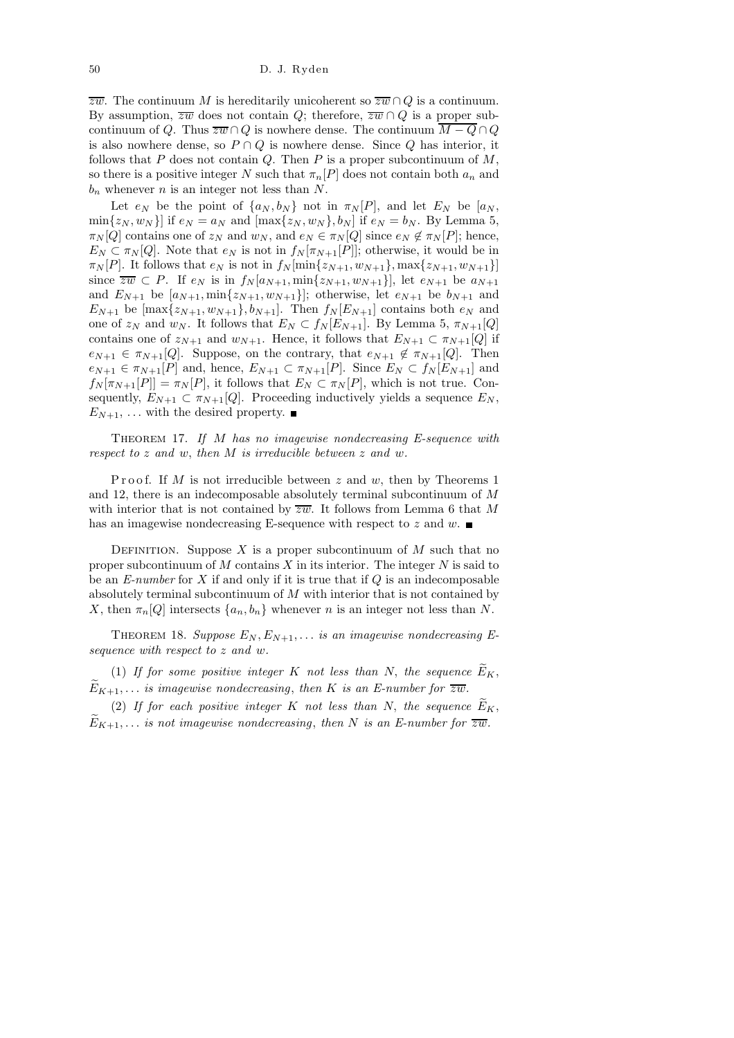$\overline{zw}$. The continuum $M$ is hereditarily unicoherent so $\overline{zw} \cap Q$ is a continuum. By assumption, $\overline{zw}$ does not contain $Q$; therefore, $\overline{zw} \cap Q$ is a proper subcontinuum of $Q$. Thus $\overline{zw} \cap Q$ is nowhere dense. The continuum $\overline{M - Q} \cap Q$ is also nowhere dense, so $P \cap Q$ is nowhere dense. Since $Q$ has interior, it follows that $P$ does not contain $Q$. Then $P$ is a proper subcontinuum of $M$, so there is a positive integer $N$ such that $\pi_n[P]$ does not contain both $a_n$ and $b_n$ whenever $n$ is an integer not less than $N$.

Let $e_N$ be the point of $\{a_N, b_N\}$ not in $\pi_N[P]$, and let $E_N$ be $[a_N, \min\{z_N, w_N\}]$ if $e_N = a_N$ and $[\max\{z_N, w_N\}, b_N]$ if $e_N = b_N$. By Lemma 5, $\pi_N[Q]$ contains one of $z_N$ and $w_N$, and $e_N \in \pi_N[Q]$ since $e_N \notin \pi_N[P]$; hence, $E_N \subset \pi_N[Q]$. Note that $e_N$ is not in $f_N[\pi_{N+1}[P]]$; otherwise, it would be in $\pi_N[P]$. It follows that $e_N$ is not in $f_N[\min\{z_{N+1}, w_{N+1}\}, \max\{z_{N+1}, w_{N+1}\}]$ since $\overline{zw} \subset P$. If $e_N$ is in $f_N[a_{N+1}, \min\{z_{N+1}, w_{N+1}\}]$, let $e_{N+1}$ be $a_{N+1}$ and $E_{N+1}$ be $[a_{N+1}, \min\{z_{N+1}, w_{N+1}\}]$; otherwise, let $e_{N+1}$ be $b_{N+1}$ and $E_{N+1}$ be $[\max\{z_{N+1}, w_{N+1}\}, b_{N+1}]$. Then $f_N[E_{N+1}]$ contains both $e_N$ and one of $z_N$ and $w_N$. It follows that $E_N \subset f_N[E_{N+1}]$. By Lemma 5, $\pi_{N+1}[Q]$ contains one of $z_{N+1}$ and $w_{N+1}$. Hence, it follows that $E_{N+1} \subset \pi_{N+1}[Q]$ if $e_{N+1} \in \pi_{N+1}[Q]$. Suppose, on the contrary, that $e_{N+1} \notin \pi_{N+1}[Q]$. Then $e_{N+1} \in \pi_{N+1}[P]$ and, hence, $E_{N+1} \subset \pi_{N+1}[P]$. Since $E_N \subset f_N[E_{N+1}]$ and $f_N[\pi_{N+1}[P]] = \pi_N[P]$, it follows that $E_N \subset \pi_N[P]$, which is not true. Consequently, $E_{N+1} \subset \pi_{N+1}[Q]$. Proceeding inductively yields a sequence $E_N$, $E_{N+1}, \ldots$ with the desired property. ∎

THEOREM 17. *If $M$ has no imagewise nondecreasing E-sequence with respect to $z$ and $w$, then $M$ is irreducible between $z$ and $w$.*

Proof. If $M$ is not irreducible between $z$ and $w$, then by Theorems 1 and 12, there is an indecomposable absolutely terminal subcontinuum of $M$ with interior that is not contained by $\overline{zw}$. It follows from Lemma 6 that $M$ has an imagewise nondecreasing E-sequence with respect to $z$ and $w$. ∎

DEFINITION. Suppose $X$ is a proper subcontinuum of $M$ such that no proper subcontinuum of $M$ contains $X$ in its interior. The integer $N$ is said to be an *E-number* for $X$ if and only if it is true that if $Q$ is an indecomposable absolutely terminal subcontinuum of $M$ with interior that is not contained by $X$, then $\pi_n[Q]$ intersects $\{a_n, b_n\}$ whenever $n$ is an integer not less than $N$.

THEOREM 18. *Suppose $E_N, E_{N+1}, \ldots$ is an imagewise nondecreasing E-sequence with respect to $z$ and $w$.*

(1) *If for some positive integer $K$ not less than $N$, the sequence $\widetilde{E}_K$, $\widetilde{E}_{K+1}, \ldots$ is imagewise nondecreasing, then $K$ is an E-number for $\overline{zw}$.*

(2) *If for each positive integer $K$ not less than $N$, the sequence $\widetilde{E}_K$, $\widetilde{E}_{K+1}, \ldots$ is not imagewise nondecreasing, then $N$ is an E-number for $\overline{zw}$.*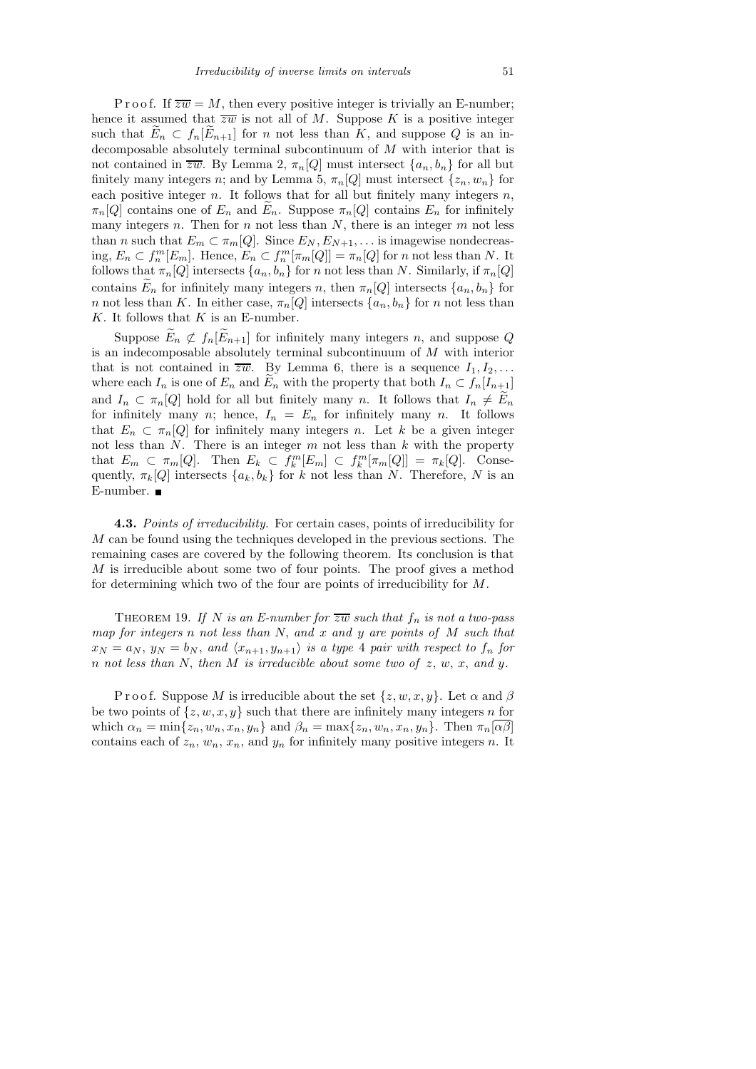Proof. If $\overline{zw} = M$, then every positive integer is trivially an E-number; hence it assumed that $\overline{zw}$ is not all of $M$. Suppose $K$ is a positive integer such that $\widetilde{E}_n \subset f_n[\widetilde{E}_{n+1}]$ for $n$ not less than $K$, and suppose $Q$ is an indecomposable absolutely terminal subcontinuum of $M$ with interior that is not contained in $\overline{zw}$. By Lemma 2, $\pi_n[Q]$ must intersect $\{a_n, b_n\}$ for all but finitely many integers $n$; and by Lemma 5, $\pi_n[Q]$ must intersect $\{z_n, w_n\}$ for each positive integer $n$. It follows that for all but finitely many integers $n$, $\pi_n[Q]$ contains one of $E_n$ and $\widetilde{E}_n$. Suppose $\pi_n[Q]$ contains $E_n$ for infinitely many integers $n$. Then for $n$ not less than $N$, there is an integer $m$ not less than $n$ such that $E_m \subset \pi_m[Q]$. Since $E_N, E_{N+1}, \ldots$ is imagewise nondecreasing, $E_n \subset f_n^m[E_m]$. Hence, $E_n \subset f_n^m[\pi_m[Q]] = \pi_n[Q]$ for $n$ not less than $N$. It follows that $\pi_n[Q]$ intersects $\{a_n, b_n\}$ for $n$ not less than $N$. Similarly, if $\pi_n[Q]$ contains $\widetilde{E}_n$ for infinitely many integers $n$, then $\pi_n[Q]$ intersects $\{a_n, b_n\}$ for $n$ not less than $K$. In either case, $\pi_n[Q]$ intersects $\{a_n, b_n\}$ for $n$ not less than $K$. It follows that $K$ is an E-number.

Suppose $\widetilde{E}_n \not\subset f_n[\widetilde{E}_{n+1}]$ for infinitely many integers $n$, and suppose $Q$ is an indecomposable absolutely terminal subcontinuum of $M$ with interior that is not contained in $\overline{zw}$. By Lemma 6, there is a sequence $I_1, I_2, \ldots$ where each $I_n$ is one of $E_n$ and $\widetilde{E}_n$ with the property that both $I_n \subset f_n[I_{n+1}]$ and $I_n \subset \pi_n[Q]$ hold for all but finitely many $n$. It follows that $I_n \neq \widetilde{E}_n$ for infinitely many $n$; hence, $I_n = E_n$ for infinitely many $n$. It follows that $E_n \subset \pi_n[Q]$ for infinitely many integers $n$. Let $k$ be a given integer not less than $N$. There is an integer $m$ not less than $k$ with the property that $E_m \subset \pi_m[Q]$. Then $E_k \subset f_k^m[E_m] \subset f_k^m[\pi_m[Q]] = \pi_k[Q]$. Consequently, $\pi_k[Q]$ intersects $\{a_k, b_k\}$ for $k$ not less than $N$. Therefore, $N$ is an E-number. ∎

**4.3.** *Points of irreducibility.* For certain cases, points of irreducibility for $M$ can be found using the techniques developed in the previous sections. The remaining cases are covered by the following theorem. Its conclusion is that $M$ is irreducible about some two of four points. The proof gives a method for determining which two of the four are points of irreducibility for $M$.

THEOREM 19. *If $N$ is an E-number for $\overline{zw}$ such that $f_n$ is not a two-pass map for integers $n$ not less than $N$, and $x$ and $y$ are points of $M$ such that $x_N = a_N$, $y_N = b_N$, and $\langle x_{n+1}, y_{n+1}\rangle$ is a type 4 pair with respect to $f_n$ for $n$ not less than $N$, then $M$ is irreducible about some two of $z$, $w$, $x$, and $y$.*

Proof. Suppose $M$ is irreducible about the set $\{z, w, x, y\}$. Let $\alpha$ and $\beta$ be two points of $\{z, w, x, y\}$ such that there are infinitely many integers $n$ for which $\alpha_n = \min\{z_n, w_n, x_n, y_n\}$ and $\beta_n = \max\{z_n, w_n, x_n, y_n\}$. Then $\pi_n[\overline{\alpha\beta}]$ contains each of $z_n$, $w_n$, $x_n$, and $y_n$ for infinitely many positive integers $n$. It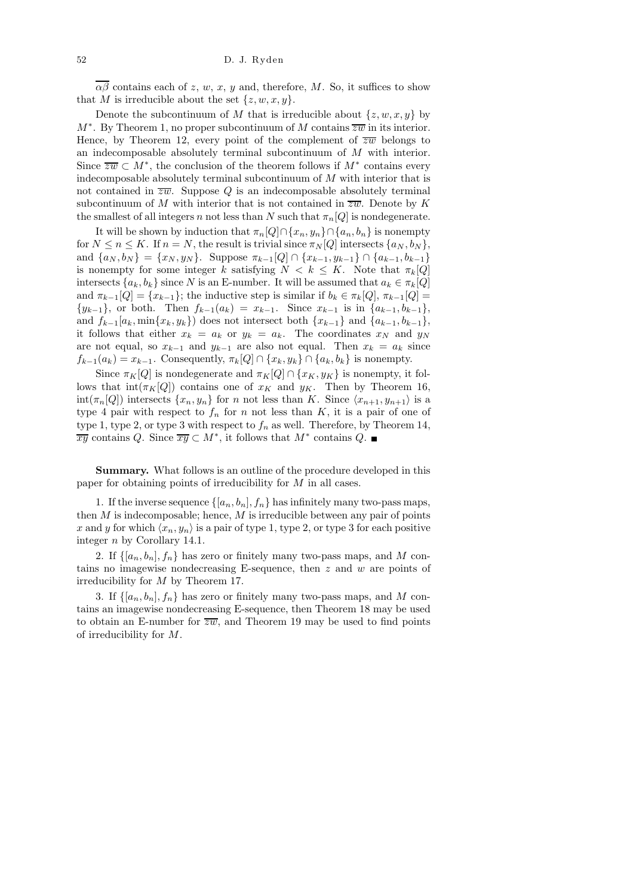$\overline{\alpha\beta}$ contains each of $z$, $w$, $x$, $y$ and, therefore, $M$. So, it suffices to show that $M$ is irreducible about the set $\{z, w, x, y\}$.

Denote the subcontinuum of $M$ that is irreducible about $\{z, w, x, y\}$ by $M^*$. By Theorem 1, no proper subcontinuum of $M$ contains $\overline{zw}$ in its interior. Hence, by Theorem 12, every point of the complement of $\overline{zw}$ belongs to an indecomposable absolutely terminal subcontinuum of $M$ with interior. Since $\overline{zw} \subset M^*$, the conclusion of the theorem follows if $M^*$ contains every indecomposable absolutely terminal subcontinuum of $M$ with interior that is not contained in $\overline{zw}$. Suppose $Q$ is an indecomposable absolutely terminal subcontinuum of $M$ with interior that is not contained in $\overline{zw}$. Denote by $K$ the smallest of all integers $n$ not less than $N$ such that $\pi_n[Q]$ is nondegenerate.

It will be shown by induction that $\pi_n[Q] \cap \{x_n, y_n\} \cap \{a_n, b_n\}$ is nonempty for $N \leq n \leq K$. If $n = N$, the result is trivial since $\pi_N[Q]$ intersects $\{a_N, b_N\}$, and $\{a_N, b_N\} = \{x_N, y_N\}$. Suppose $\pi_{k-1}[Q] \cap \{x_{k-1}, y_{k-1}\} \cap \{a_{k-1}, b_{k-1}\}$ is nonempty for some integer $k$ satisfying $N < k \leq K$. Note that $\pi_k[Q]$ intersects $\{a_k, b_k\}$ since $N$ is an E-number. It will be assumed that $a_k \in \pi_k[Q]$ and $\pi_{k-1}[Q] = \{x_{k-1}\}$; the inductive step is similar if $b_k \in \pi_k[Q]$, $\pi_{k-1}[Q] = \{y_{k-1}\}$, or both. Then $f_{k-1}(a_k) = x_{k-1}$. Since $x_{k-1}$ is in $\{a_{k-1}, b_{k-1}\}$, and $f_{k-1}[a_k, \min\{x_k, y_k\})$ does not intersect both $\{x_{k-1}\}$ and $\{a_{k-1}, b_{k-1}\}$, it follows that either $x_k = a_k$ or $y_k = a_k$. The coordinates $x_N$ and $y_N$ are not equal, so $x_{k-1}$ and $y_{k-1}$ are also not equal. Then $x_k = a_k$ since $f_{k-1}(a_k) = x_{k-1}$. Consequently, $\pi_k[Q] \cap \{x_k, y_k\} \cap \{a_k, b_k\}$ is nonempty.

Since $\pi_K[Q]$ is nondegenerate and $\pi_K[Q] \cap \{x_K, y_K\}$ is nonempty, it follows that $\operatorname{int}(\pi_K[Q])$ contains one of $x_K$ and $y_K$. Then by Theorem 16, $\operatorname{int}(\pi_n[Q])$ intersects $\{x_n, y_n\}$ for $n$ not less than $K$. Since $\langle x_{n+1}, y_{n+1}\rangle$ is a type 4 pair with respect to $f_n$ for $n$ not less than $K$, it is a pair of one of type 1, type 2, or type 3 with respect to $f_n$ as well. Therefore, by Theorem 14, $\overline{xy}$ contains $Q$. Since $\overline{xy} \subset M^*$, it follows that $M^*$ contains $Q$. ■

**Summary.** What follows is an outline of the procedure developed in this paper for obtaining points of irreducibility for $M$ in all cases.

1. If the inverse sequence $\{[a_n, b_n], f_n\}$ has infinitely many two-pass maps, then $M$ is indecomposable; hence, $M$ is irreducible between any pair of points $x$ and $y$ for which $\langle x_n, y_n\rangle$ is a pair of type 1, type 2, or type 3 for each positive integer $n$ by Corollary 14.1.

2. If $\{[a_n, b_n], f_n\}$ has zero or finitely many two-pass maps, and $M$ contains no imagewise nondecreasing E-sequence, then $z$ and $w$ are points of irreducibility for $M$ by Theorem 17.

3. If $\{[a_n, b_n], f_n\}$ has zero or finitely many two-pass maps, and $M$ contains an imagewise nondecreasing E-sequence, then Theorem 18 may be used to obtain an E-number for $\overline{zw}$, and Theorem 19 may be used to find points of irreducibility for $M$.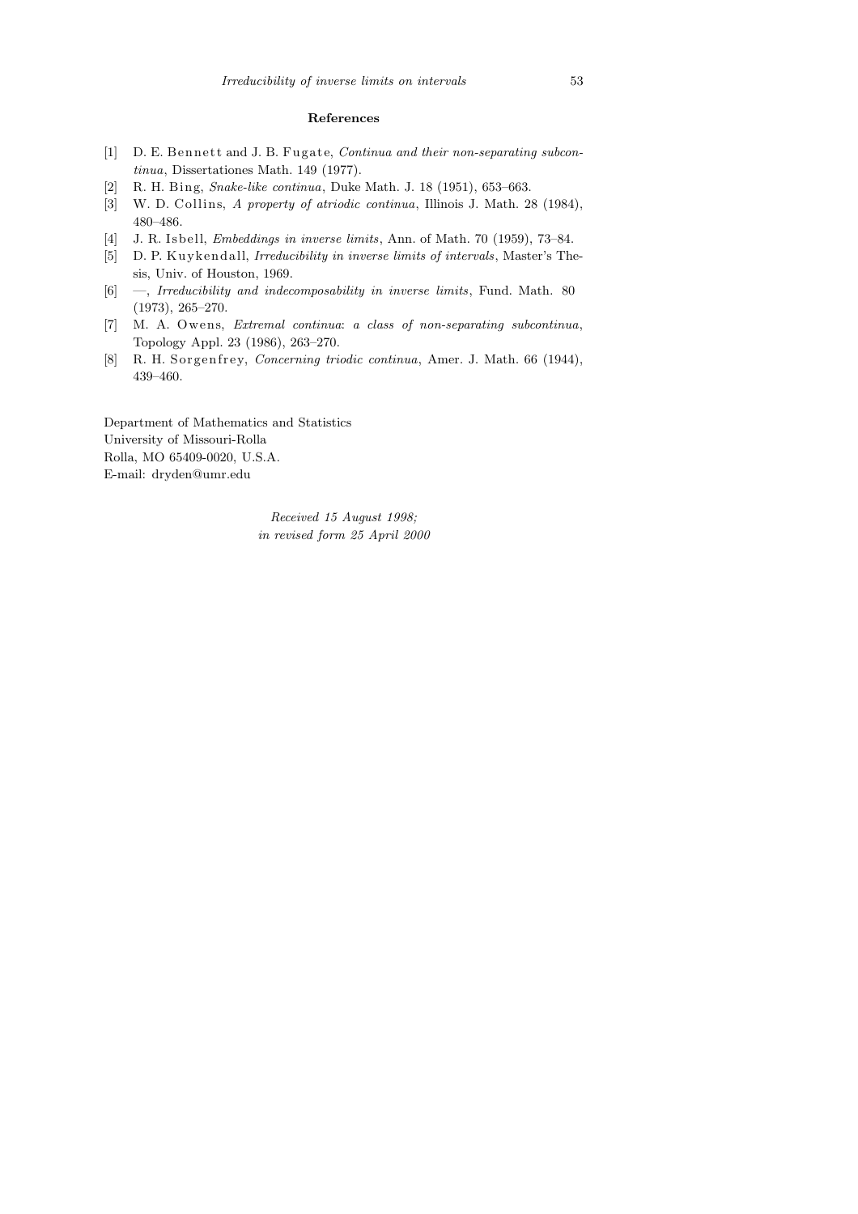## References

[1] D. E. Bennett and J. B. Fugate, *Continua and their non-separating subcontinua*, Dissertationes Math. 149 (1977).

[2] R. H. Bing, *Snake-like continua*, Duke Math. J. 18 (1951), 653–663.

[3] W. D. Collins, *A property of atriodic continua*, Illinois J. Math. 28 (1984), 480–486.

[4] J. R. Isbell, *Embeddings in inverse limits*, Ann. of Math. 70 (1959), 73–84.

[5] D. P. Kuykendall, *Irreducibility in inverse limits of intervals*, Master's Thesis, Univ. of Houston, 1969.

[6] —, *Irreducibility and indecomposability in inverse limits*, Fund. Math. 80 (1973), 265–270.

[7] M. A. Owens, *Extremal continua*: *a class of non-separating subcontinua*, Topology Appl. 23 (1986), 263–270.

[8] R. H. Sorgenfrey, *Concerning triodic continua*, Amer. J. Math. 66 (1944), 439–460.

Department of Mathematics and Statistics
University of Missouri-Rolla
Rolla, MO 65409-0020, U.S.A.
E-mail: dryden@umr.edu

*Received 15 August 1998;*
*in revised form 25 April 2000*